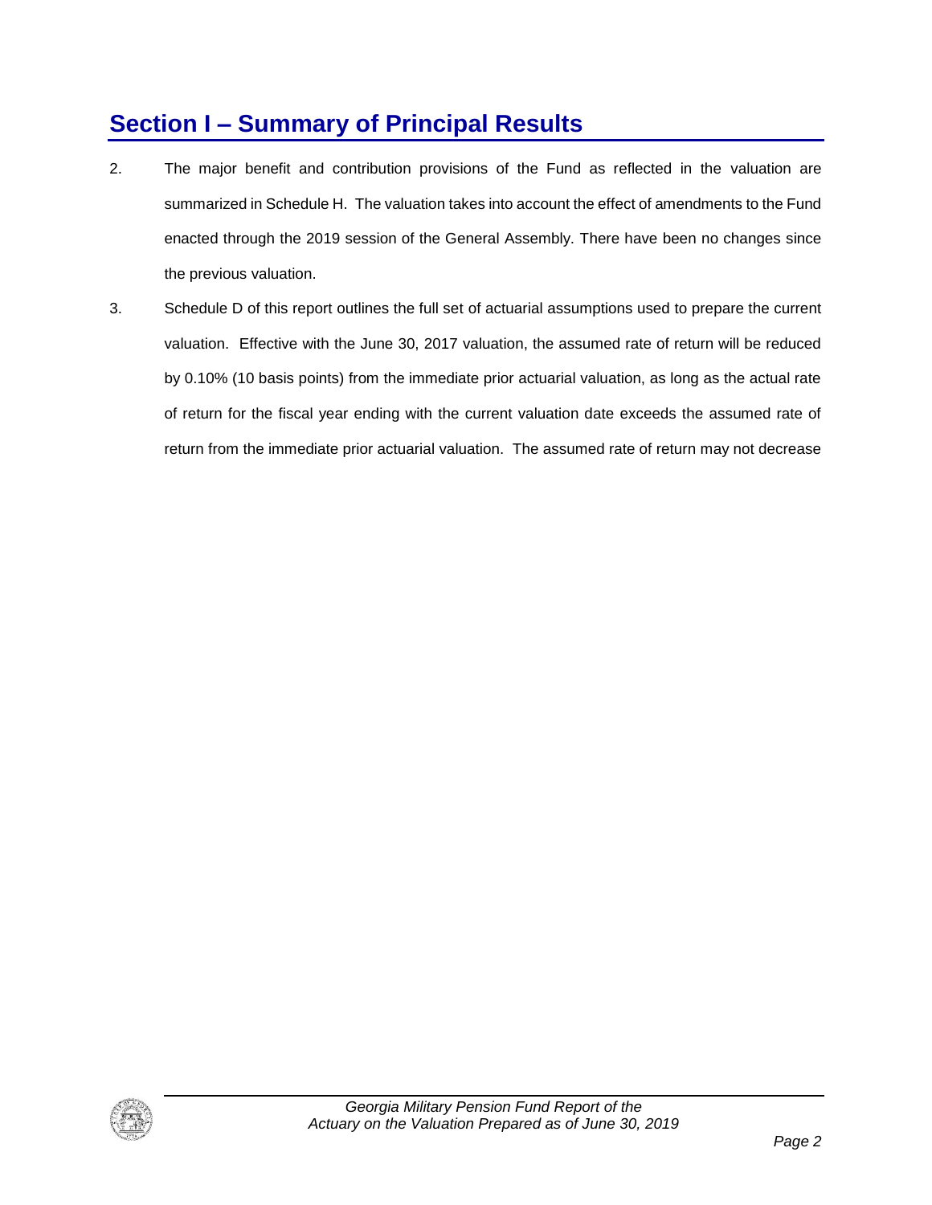## Section I – Summary of Principal Results

2. The major benefit and contribution provisions of the Fund as reflected in the valuation are summarized in Schedule H. The valuation takes into account the effect of amendments to the Fund enacted through the 2019 session of the General Assembly. There have been no changes since the previous valuation.

3. Schedule D of this report outlines the full set of actuarial assumptions used to prepare the current valuation. Effective with the June 30, 2017 valuation, the assumed rate of return will be reduced by 0.10% (10 basis points) from the immediate prior actuarial valuation, as long as the actual rate of return for the fiscal year ending with the current valuation date exceeds the assumed rate of return from the immediate prior actuarial valuation. The assumed rate of return may not decrease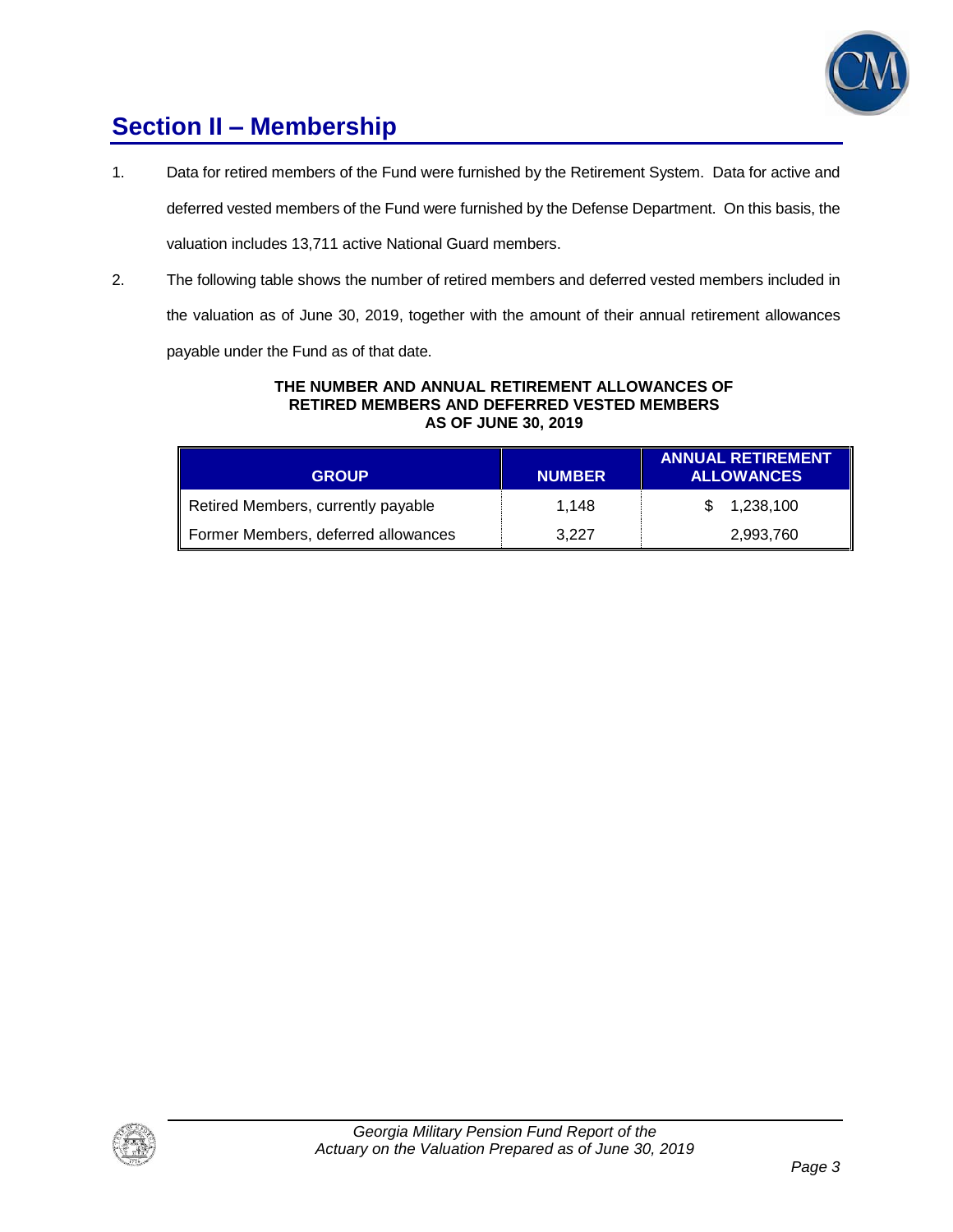## Section II – Membership

1. Data for retired members of the Fund were furnished by the Retirement System. Data for active and deferred vested members of the Fund were furnished by the Defense Department. On this basis, the valuation includes 13,711 active National Guard members.

2. The following table shows the number of retired members and deferred vested members included in the valuation as of June 30, 2019, together with the amount of their annual retirement allowances payable under the Fund as of that date.

**THE NUMBER AND ANNUAL RETIREMENT ALLOWANCES OF RETIRED MEMBERS AND DEFERRED VESTED MEMBERS AS OF JUNE 30, 2019**

| GROUP | NUMBER | ANNUAL RETIREMENT ALLOWANCES |
|---|---|---|
| Retired Members, currently payable | 1,148 | $ 1,238,100 |
| Former Members, deferred allowances | 3,227 | 2,993,760 |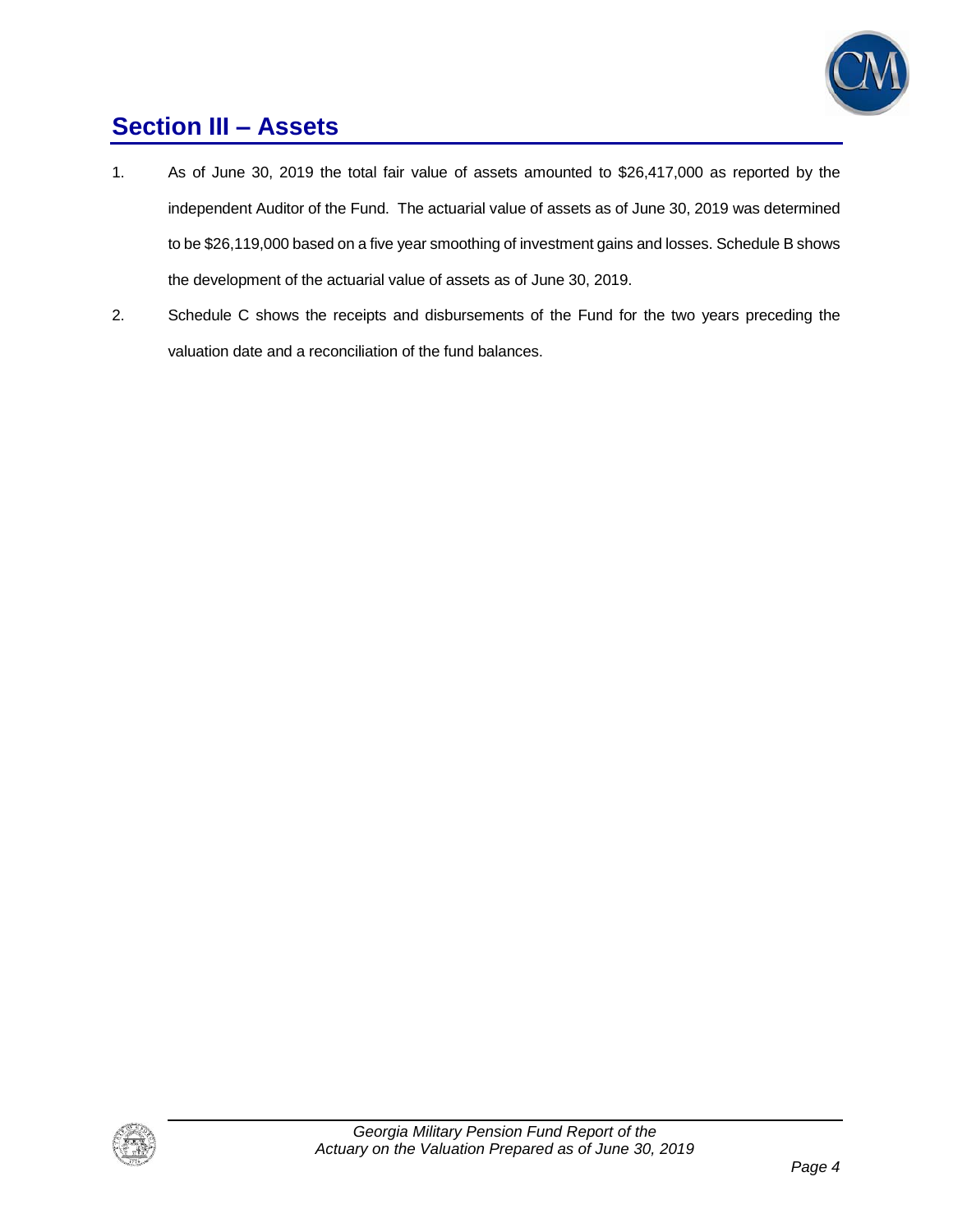## Section III – Assets

1. As of June 30, 2019 the total fair value of assets amounted to $26,417,000 as reported by the independent Auditor of the Fund. The actuarial value of assets as of June 30, 2019 was determined to be $26,119,000 based on a five year smoothing of investment gains and losses. Schedule B shows the development of the actuarial value of assets as of June 30, 2019.

2. Schedule C shows the receipts and disbursements of the Fund for the two years preceding the valuation date and a reconciliation of the fund balances.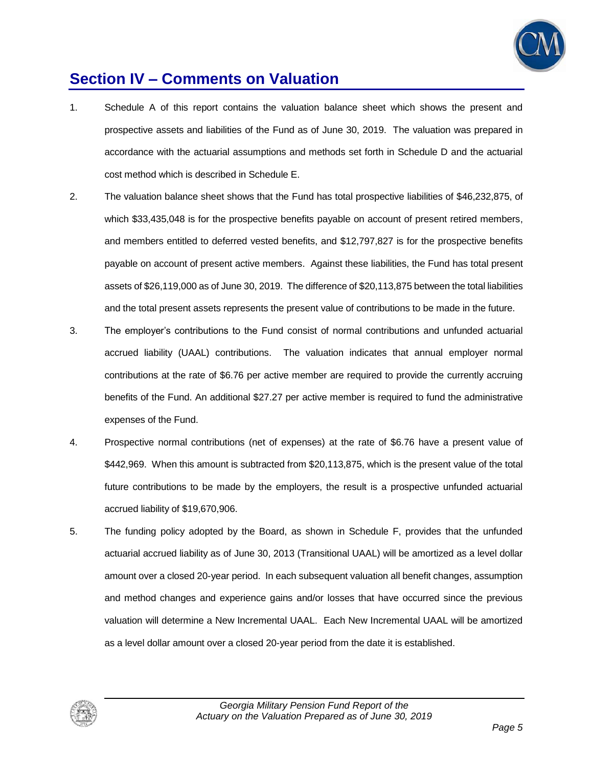## Section IV – Comments on Valuation

1. Schedule A of this report contains the valuation balance sheet which shows the present and prospective assets and liabilities of the Fund as of June 30, 2019. The valuation was prepared in accordance with the actuarial assumptions and methods set forth in Schedule D and the actuarial cost method which is described in Schedule E.

2. The valuation balance sheet shows that the Fund has total prospective liabilities of $46,232,875, of which $33,435,048 is for the prospective benefits payable on account of present retired members, and members entitled to deferred vested benefits, and $12,797,827 is for the prospective benefits payable on account of present active members. Against these liabilities, the Fund has total present assets of $26,119,000 as of June 30, 2019. The difference of $20,113,875 between the total liabilities and the total present assets represents the present value of contributions to be made in the future.

3. The employer's contributions to the Fund consist of normal contributions and unfunded actuarial accrued liability (UAAL) contributions. The valuation indicates that annual employer normal contributions at the rate of $6.76 per active member are required to provide the currently accruing benefits of the Fund. An additional $27.27 per active member is required to fund the administrative expenses of the Fund.

4. Prospective normal contributions (net of expenses) at the rate of $6.76 have a present value of $442,969. When this amount is subtracted from $20,113,875, which is the present value of the total future contributions to be made by the employers, the result is a prospective unfunded actuarial accrued liability of $19,670,906.

5. The funding policy adopted by the Board, as shown in Schedule F, provides that the unfunded actuarial accrued liability as of June 30, 2013 (Transitional UAAL) will be amortized as a level dollar amount over a closed 20-year period. In each subsequent valuation all benefit changes, assumption and method changes and experience gains and/or losses that have occurred since the previous valuation will determine a New Incremental UAAL. Each New Incremental UAAL will be amortized as a level dollar amount over a closed 20-year period from the date it is established.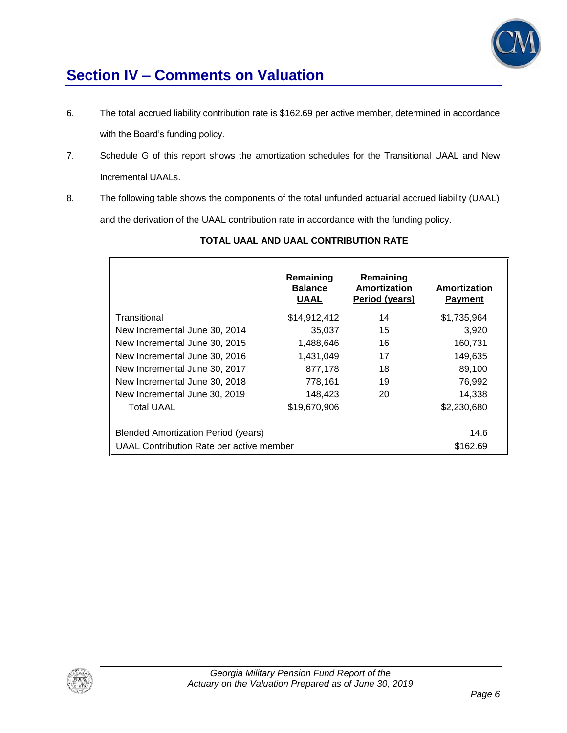## Section IV – Comments on Valuation

6. The total accrued liability contribution rate is $162.69 per active member, determined in accordance with the Board's funding policy.

7. Schedule G of this report shows the amortization schedules for the Transitional UAAL and New Incremental UAALs.

8. The following table shows the components of the total unfunded actuarial accrued liability (UAAL) and the derivation of the UAAL contribution rate in accordance with the funding policy.

**TOTAL UAAL AND UAAL CONTRIBUTION RATE**

| | Remaining Balance UAAL | Remaining Amortization Period (years) | Amortization Payment |
|---|---|---|---|
| Transitional | $14,912,412 | 14 | $1,735,964 |
| New Incremental June 30, 2014 | 35,037 | 15 | 3,920 |
| New Incremental June 30, 2015 | 1,488,646 | 16 | 160,731 |
| New Incremental June 30, 2016 | 1,431,049 | 17 | 149,635 |
| New Incremental June 30, 2017 | 877,178 | 18 | 89,100 |
| New Incremental June 30, 2018 | 778,161 | 19 | 76,992 |
| New Incremental June 30, 2019 | 148,423 | 20 | 14,338 |
| Total UAAL | $19,670,906 | | $2,230,680 |
| | | | |
| Blended Amortization Period (years) | | | 14.6 |
| UAAL Contribution Rate per active member | | | $162.69 |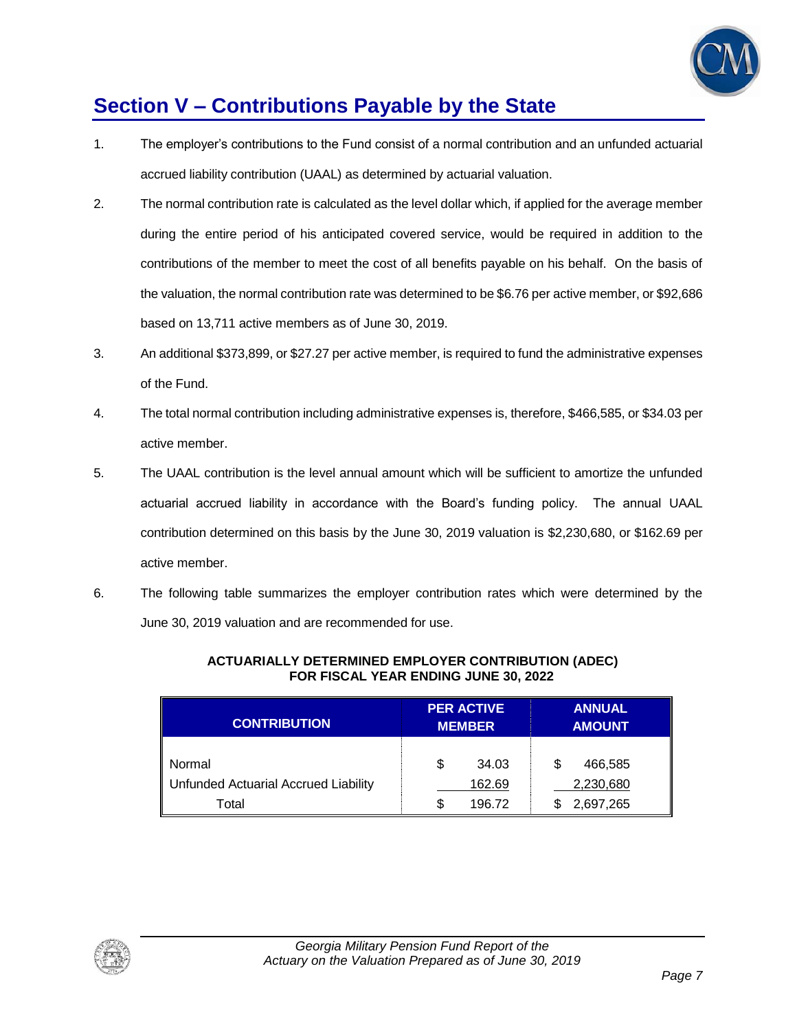## Section V – Contributions Payable by the State

1. The employer's contributions to the Fund consist of a normal contribution and an unfunded actuarial accrued liability contribution (UAAL) as determined by actuarial valuation.

2. The normal contribution rate is calculated as the level dollar which, if applied for the average member during the entire period of his anticipated covered service, would be required in addition to the contributions of the member to meet the cost of all benefits payable on his behalf. On the basis of the valuation, the normal contribution rate was determined to be $6.76 per active member, or $92,686 based on 13,711 active members as of June 30, 2019.

3. An additional $373,899, or $27.27 per active member, is required to fund the administrative expenses of the Fund.

4. The total normal contribution including administrative expenses is, therefore, $466,585, or $34.03 per active member.

5. The UAAL contribution is the level annual amount which will be sufficient to amortize the unfunded actuarial accrued liability in accordance with the Board's funding policy. The annual UAAL contribution determined on this basis by the June 30, 2019 valuation is $2,230,680, or $162.69 per active member.

6. The following table summarizes the employer contribution rates which were determined by the June 30, 2019 valuation and are recommended for use.

**ACTUARIALLY DETERMINED EMPLOYER CONTRIBUTION (ADEC)**
**FOR FISCAL YEAR ENDING JUNE 30, 2022**

| CONTRIBUTION | PER ACTIVE MEMBER | ANNUAL AMOUNT |
|---|---|---|
| Normal | $ 34.03 | $ 466,585 |
| Unfunded Actuarial Accrued Liability | 162.69 | 2,230,680 |
| Total | $ 196.72 | $ 2,697,265 |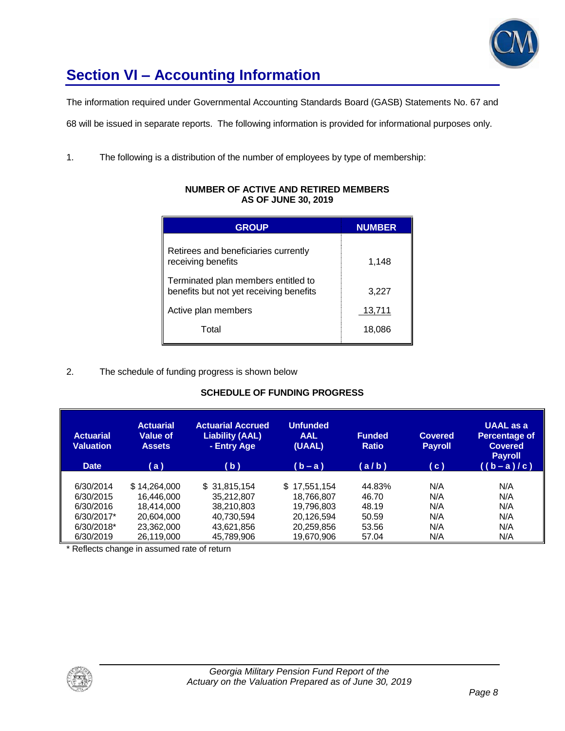# Section VI – Accounting Information

The information required under Governmental Accounting Standards Board (GASB) Statements No. 67 and 68 will be issued in separate reports. The following information is provided for informational purposes only.

1. The following is a distribution of the number of employees by type of membership:

**NUMBER OF ACTIVE AND RETIRED MEMBERS**
**AS OF JUNE 30, 2019**

| GROUP | NUMBER |
|---|---|
| Retirees and beneficiaries currently receiving benefits | 1,148 |
| Terminated plan members entitled to benefits but not yet receiving benefits | 3,227 |
| Active plan members | 13,711 |
| Total | 18,086 |

2. The schedule of funding progress is shown below

**SCHEDULE OF FUNDING PROGRESS**

| Actuarial Valuation Date | Actuarial Value of Assets (a) | Actuarial Accrued Liability (AAL) - Entry Age (b) | Unfunded AAL (UAAL) (b – a) | Funded Ratio (a / b) | Covered Payroll (c) | UAAL as a Percentage of Covered Payroll ((b – a) / c) |
|---|---|---|---|---|---|---|
| 6/30/2014 | $ 14,264,000 | $ 31,815,154 | $ 17,551,154 | 44.83% | N/A | N/A |
| 6/30/2015 | 16,446,000 | 35,212,807 | 18,766,807 | 46.70 | N/A | N/A |
| 6/30/2016 | 18,414,000 | 38,210,803 | 19,796,803 | 48.19 | N/A | N/A |
| 6/30/2017* | 20,604,000 | 40,730,594 | 20,126,594 | 50.59 | N/A | N/A |
| 6/30/2018* | 23,362,000 | 43,621,856 | 20,259,856 | 53.56 | N/A | N/A |
| 6/30/2019 | 26,119,000 | 45,789,906 | 19,670,906 | 57.04 | N/A | N/A |

\* Reflects change in assumed rate of return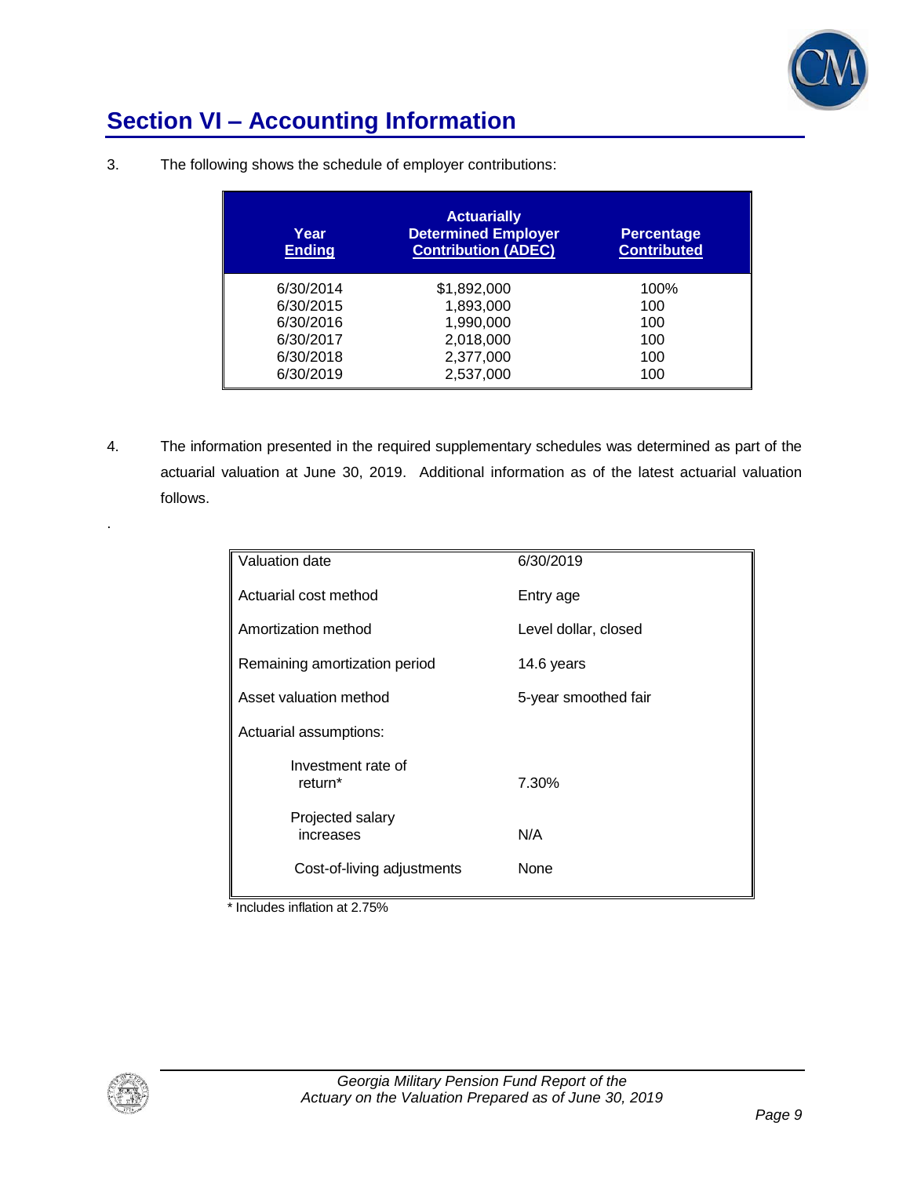## Section VI – Accounting Information

3. The following shows the schedule of employer contributions:

| Year Ending | Actuarially Determined Employer Contribution (ADEC) | Percentage Contributed |
|---|---|---|
| 6/30/2014 | $1,892,000 | 100% |
| 6/30/2015 | 1,893,000 | 100 |
| 6/30/2016 | 1,990,000 | 100 |
| 6/30/2017 | 2,018,000 | 100 |
| 6/30/2018 | 2,377,000 | 100 |
| 6/30/2019 | 2,537,000 | 100 |

4. The information presented in the required supplementary schedules was determined as part of the actuarial valuation at June 30, 2019. Additional information as of the latest actuarial valuation follows.

| | |
|---|---|
| Valuation date | 6/30/2019 |
| Actuarial cost method | Entry age |
| Amortization method | Level dollar, closed |
| Remaining amortization period | 14.6 years |
| Asset valuation method | 5-year smoothed fair |
| Actuarial assumptions: | |
| Investment rate of return* | 7.30% |
| Projected salary increases | N/A |
| Cost-of-living adjustments | None |

* Includes inflation at 2.75%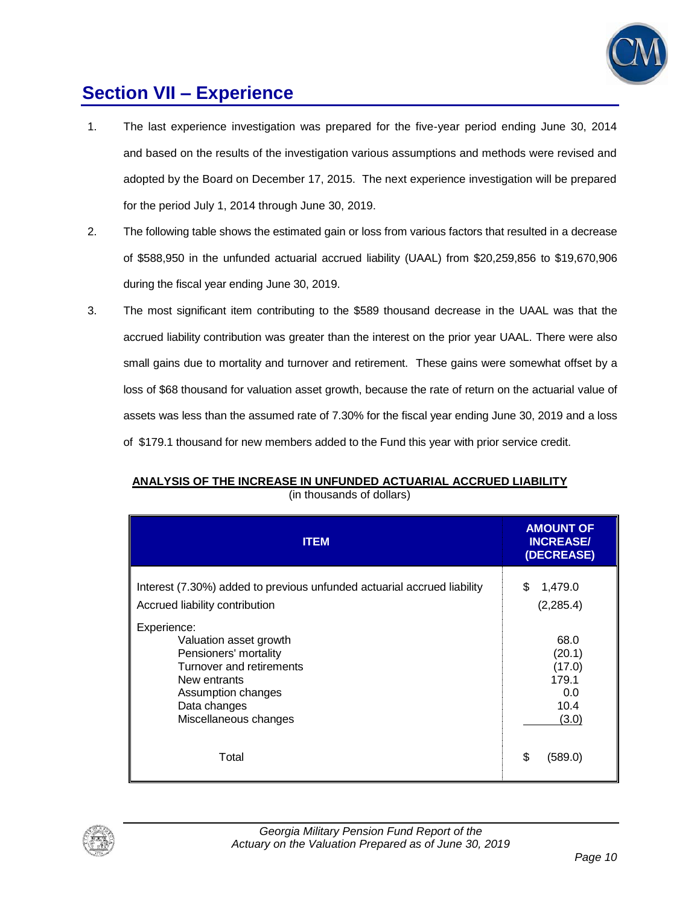## Section VII – Experience

1. The last experience investigation was prepared for the five-year period ending June 30, 2014 and based on the results of the investigation various assumptions and methods were revised and adopted by the Board on December 17, 2015. The next experience investigation will be prepared for the period July 1, 2014 through June 30, 2019.

2. The following table shows the estimated gain or loss from various factors that resulted in a decrease of $588,950 in the unfunded actuarial accrued liability (UAAL) from $20,259,856 to $19,670,906 during the fiscal year ending June 30, 2019.

3. The most significant item contributing to the $589 thousand decrease in the UAAL was that the accrued liability contribution was greater than the interest on the prior year UAAL. There were also small gains due to mortality and turnover and retirement. These gains were somewhat offset by a loss of $68 thousand for valuation asset growth, because the rate of return on the actuarial value of assets was less than the assumed rate of 7.30% for the fiscal year ending June 30, 2019 and a loss of $179.1 thousand for new members added to the Fund this year with prior service credit.

**ANALYSIS OF THE INCREASE IN UNFUNDED ACTUARIAL ACCRUED LIABILITY**
(in thousands of dollars)

| ITEM | AMOUNT OF INCREASE/ (DECREASE) |
|---|---|
| Interest (7.30%) added to previous unfunded actuarial accrued liability | $ 1,479.0 |
| Accrued liability contribution | (2,285.4) |
| Experience: | |
| Valuation asset growth | 68.0 |
| Pensioners' mortality | (20.1) |
| Turnover and retirements | (17.0) |
| New entrants | 179.1 |
| Assumption changes | 0.0 |
| Data changes | 10.4 |
| Miscellaneous changes | (3.0) |
| Total | $ (589.0) |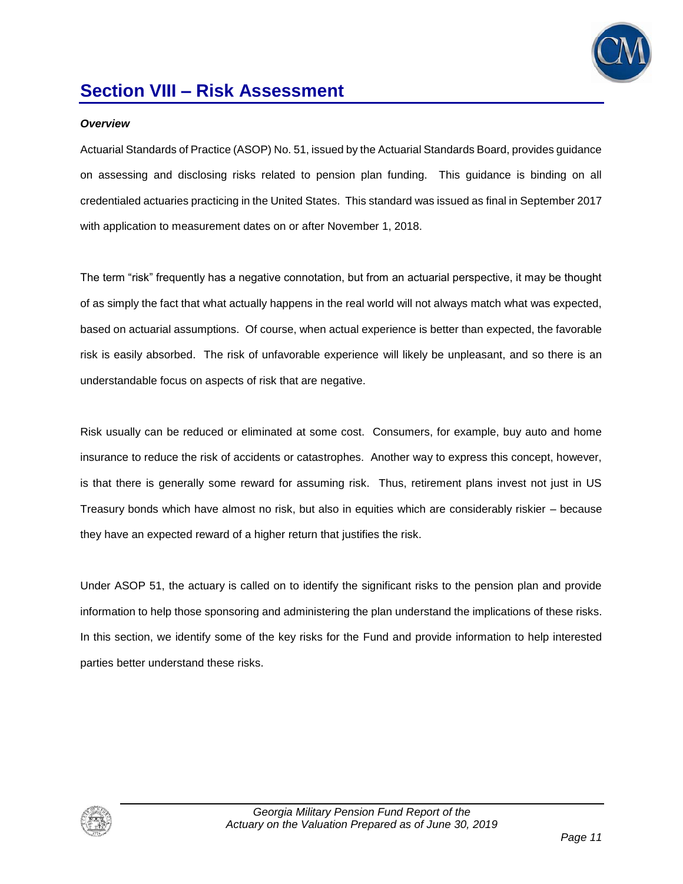# Section VIII – Risk Assessment

***Overview***

Actuarial Standards of Practice (ASOP) No. 51, issued by the Actuarial Standards Board, provides guidance on assessing and disclosing risks related to pension plan funding. This guidance is binding on all credentialed actuaries practicing in the United States. This standard was issued as final in September 2017 with application to measurement dates on or after November 1, 2018.

The term "risk" frequently has a negative connotation, but from an actuarial perspective, it may be thought of as simply the fact that what actually happens in the real world will not always match what was expected, based on actuarial assumptions. Of course, when actual experience is better than expected, the favorable risk is easily absorbed. The risk of unfavorable experience will likely be unpleasant, and so there is an understandable focus on aspects of risk that are negative.

Risk usually can be reduced or eliminated at some cost. Consumers, for example, buy auto and home insurance to reduce the risk of accidents or catastrophes. Another way to express this concept, however, is that there is generally some reward for assuming risk. Thus, retirement plans invest not just in US Treasury bonds which have almost no risk, but also in equities which are considerably riskier – because they have an expected reward of a higher return that justifies the risk.

Under ASOP 51, the actuary is called on to identify the significant risks to the pension plan and provide information to help those sponsoring and administering the plan understand the implications of these risks. In this section, we identify some of the key risks for the Fund and provide information to help interested parties better understand these risks.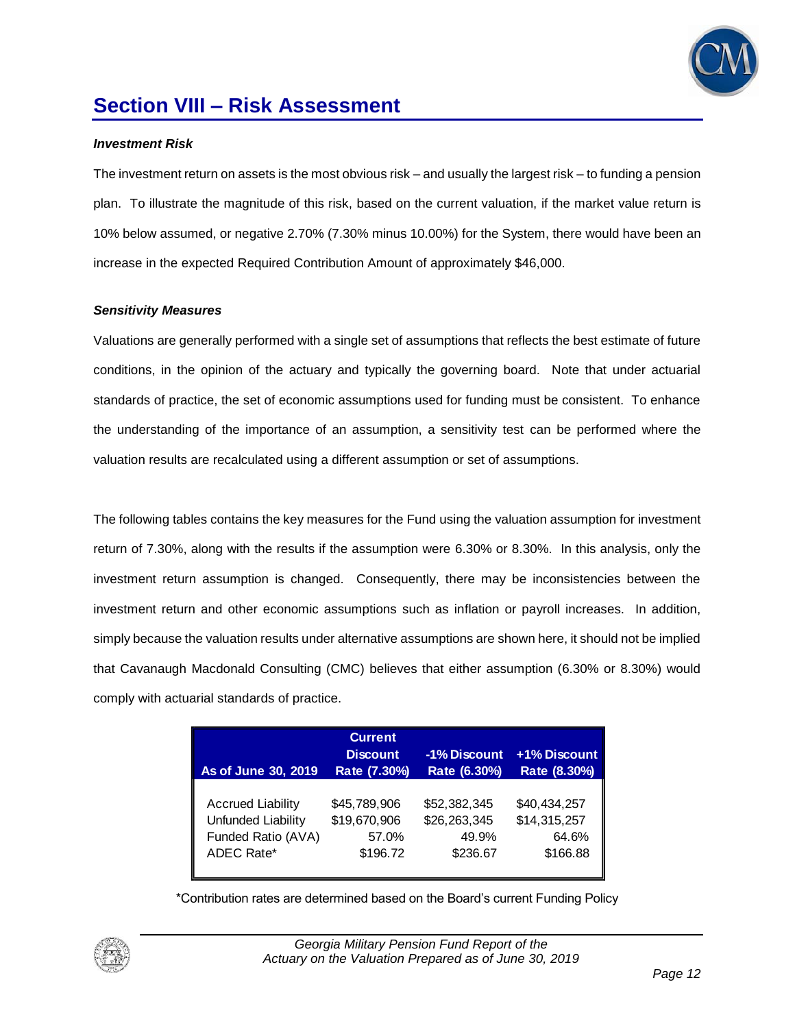## Section VIII – Risk Assessment

***Investment Risk***

The investment return on assets is the most obvious risk – and usually the largest risk – to funding a pension plan. To illustrate the magnitude of this risk, based on the current valuation, if the market value return is 10% below assumed, or negative 2.70% (7.30% minus 10.00%) for the System, there would have been an increase in the expected Required Contribution Amount of approximately $46,000.

***Sensitivity Measures***

Valuations are generally performed with a single set of assumptions that reflects the best estimate of future conditions, in the opinion of the actuary and typically the governing board. Note that under actuarial standards of practice, the set of economic assumptions used for funding must be consistent. To enhance the understanding of the importance of an assumption, a sensitivity test can be performed where the valuation results are recalculated using a different assumption or set of assumptions.

The following tables contains the key measures for the Fund using the valuation assumption for investment return of 7.30%, along with the results if the assumption were 6.30% or 8.30%. In this analysis, only the investment return assumption is changed. Consequently, there may be inconsistencies between the investment return and other economic assumptions such as inflation or payroll increases. In addition, simply because the valuation results under alternative assumptions are shown here, it should not be implied that Cavanaugh Macdonald Consulting (CMC) believes that either assumption (6.30% or 8.30%) would comply with actuarial standards of practice.

| As of June 30, 2019 | Current Discount Rate (7.30%) | -1% Discount Rate (6.30%) | +1% Discount Rate (8.30%) |
|---|---|---|---|
| Accrued Liability | $45,789,906 | $52,382,345 | $40,434,257 |
| Unfunded Liability | $19,670,906 | $26,263,345 | $14,315,257 |
| Funded Ratio (AVA) | 57.0% | 49.9% | 64.6% |
| ADEC Rate* | $196.72 | $236.67 | $166.88 |

*Contribution rates are determined based on the Board's current Funding Policy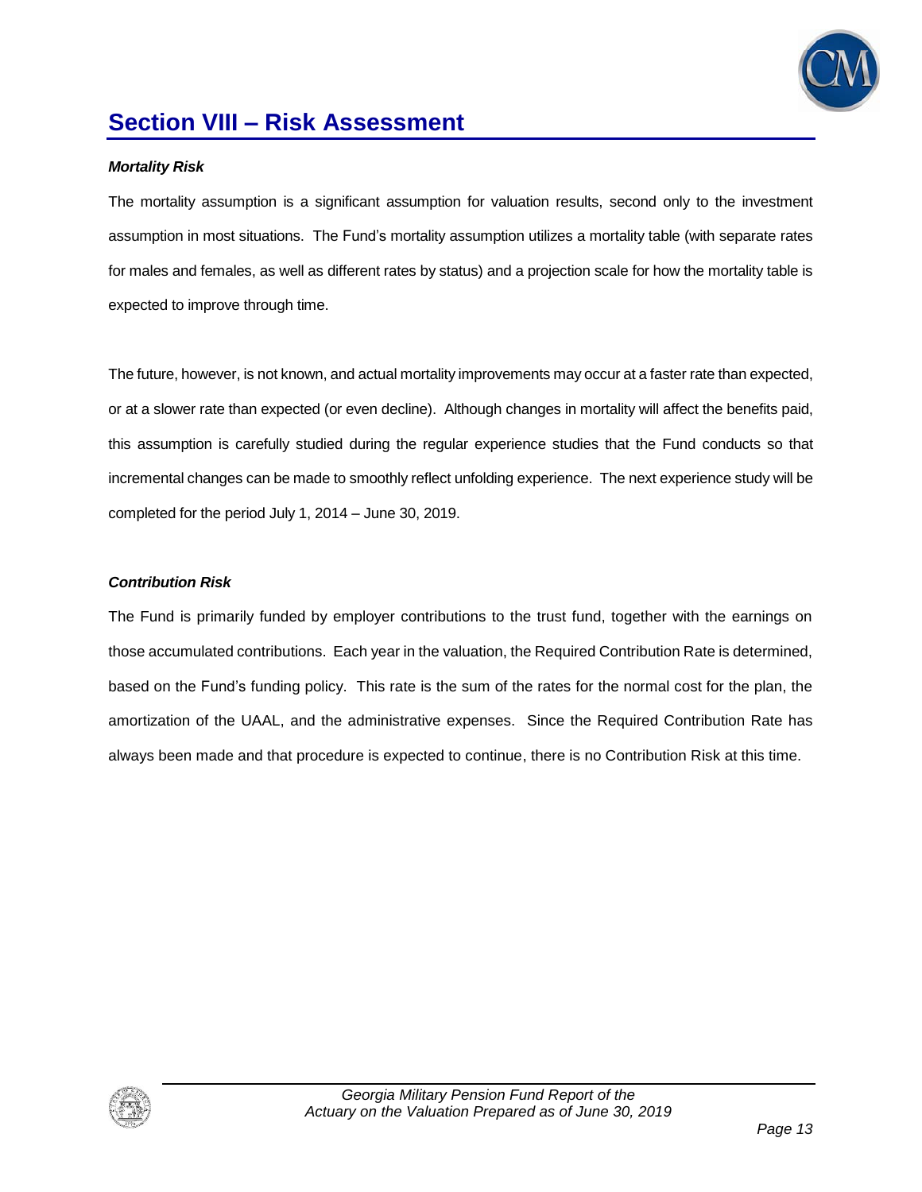# Section VIII – Risk Assessment

***Mortality Risk***

The mortality assumption is a significant assumption for valuation results, second only to the investment assumption in most situations. The Fund's mortality assumption utilizes a mortality table (with separate rates for males and females, as well as different rates by status) and a projection scale for how the mortality table is expected to improve through time.

The future, however, is not known, and actual mortality improvements may occur at a faster rate than expected, or at a slower rate than expected (or even decline). Although changes in mortality will affect the benefits paid, this assumption is carefully studied during the regular experience studies that the Fund conducts so that incremental changes can be made to smoothly reflect unfolding experience. The next experience study will be completed for the period July 1, 2014 – June 30, 2019.

***Contribution Risk***

The Fund is primarily funded by employer contributions to the trust fund, together with the earnings on those accumulated contributions. Each year in the valuation, the Required Contribution Rate is determined, based on the Fund's funding policy. This rate is the sum of the rates for the normal cost for the plan, the amortization of the UAAL, and the administrative expenses. Since the Required Contribution Rate has always been made and that procedure is expected to continue, there is no Contribution Risk at this time.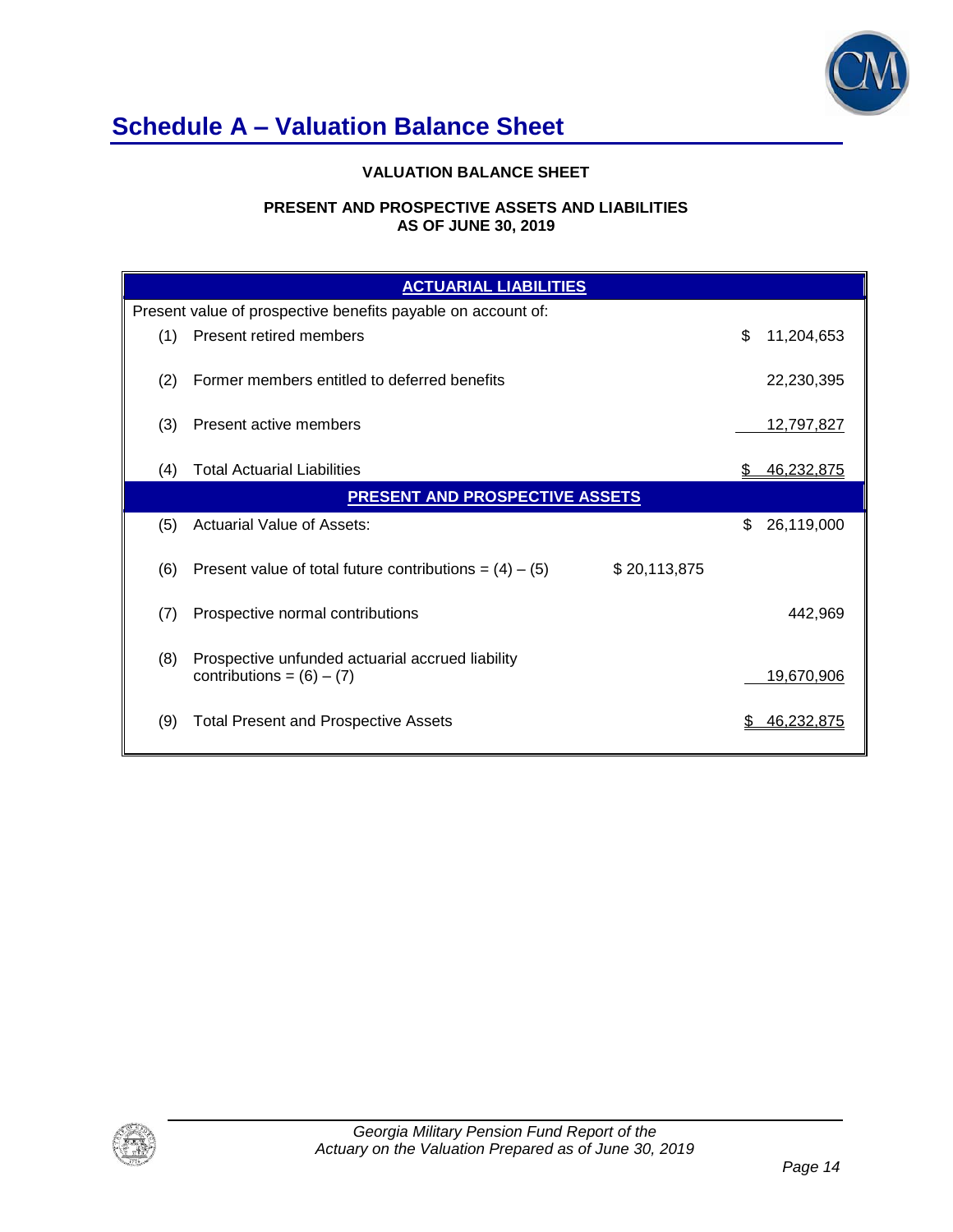# Schedule A – Valuation Balance Sheet

**VALUATION BALANCE SHEET**

**PRESENT AND PROSPECTIVE ASSETS AND LIABILITIES**
**AS OF JUNE 30, 2019**

| | | | |
|---|---|---|---|
| **ACTUARIAL LIABILITIES** | | | |
| Present value of prospective benefits payable on account of: | | | |
| (1) | Present retired members | | $ 11,204,653 |
| (2) | Former members entitled to deferred benefits | | 22,230,395 |
| (3) | Present active members | | 12,797,827 |
| (4) | Total Actuarial Liabilities | | $ 46,232,875 |
| **PRESENT AND PROSPECTIVE ASSETS** | | | |
| (5) | Actuarial Value of Assets: | | $ 26,119,000 |
| (6) | Present value of total future contributions = (4) – (5) | $ 20,113,875 | |
| (7) | Prospective normal contributions | | 442,969 |
| (8) | Prospective unfunded actuarial accrued liability contributions = (6) – (7) | | 19,670,906 |
| (9) | Total Present and Prospective Assets | | $ 46,232,875 |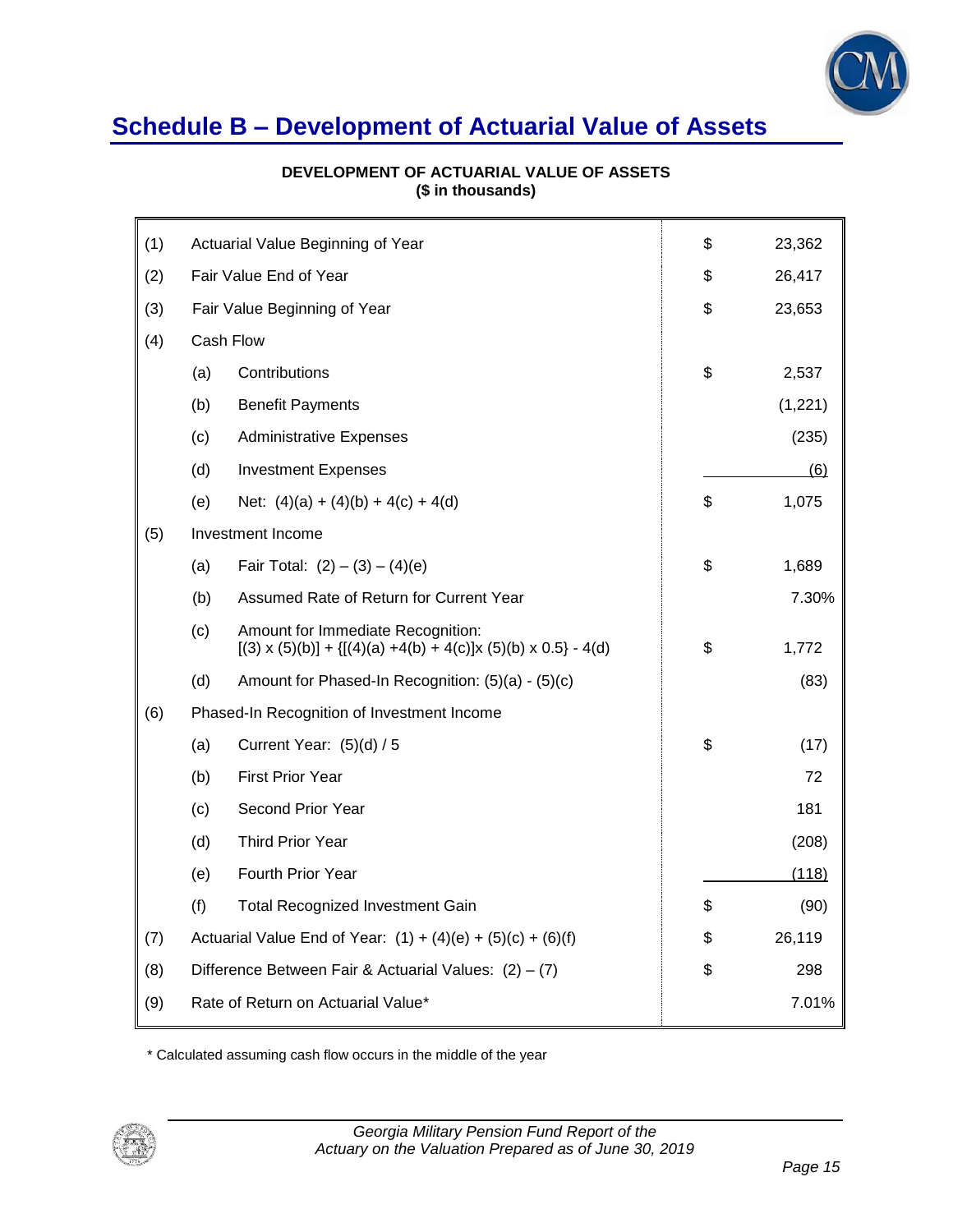## Schedule B – Development of Actuarial Value of Assets

**DEVELOPMENT OF ACTUARIAL VALUE OF ASSETS**
**($ in thousands)**

| | | | | |
|---|---|---|---|---|
| (1) | | Actuarial Value Beginning of Year | $ | 23,362 |
| (2) | | Fair Value End of Year | $ | 26,417 |
| (3) | | Fair Value Beginning of Year | $ | 23,653 |
| (4) | | Cash Flow | | |
| | (a) | Contributions | $ | 2,537 |
| | (b) | Benefit Payments | | (1,221) |
| | (c) | Administrative Expenses | | (235) |
| | (d) | Investment Expenses | | (6) |
| | (e) | Net: (4)(a) + (4)(b) + 4(c) + 4(d) | $ | 1,075 |
| (5) | | Investment Income | | |
| | (a) | Fair Total: (2) – (3) – (4)(e) | $ | 1,689 |
| | (b) | Assumed Rate of Return for Current Year | | 7.30% |
| | (c) | Amount for Immediate Recognition: [(3) x (5)(b)] + {[(4)(a) +4(b) + 4(c)]x (5)(b) x 0.5} - 4(d) | $ | 1,772 |
| | (d) | Amount for Phased-In Recognition: (5)(a) - (5)(c) | | (83) |
| (6) | | Phased-In Recognition of Investment Income | | |
| | (a) | Current Year: (5)(d) / 5 | $ | (17) |
| | (b) | First Prior Year | | 72 |
| | (c) | Second Prior Year | | 181 |
| | (d) | Third Prior Year | | (208) |
| | (e) | Fourth Prior Year | | (118) |
| | (f) | Total Recognized Investment Gain | $ | (90) |
| (7) | | Actuarial Value End of Year: (1) + (4)(e) + (5)(c) + (6)(f) | $ | 26,119 |
| (8) | | Difference Between Fair & Actuarial Values: (2) – (7) | $ | 298 |
| (9) | | Rate of Return on Actuarial Value* | | 7.01% |

* Calculated assuming cash flow occurs in the middle of the year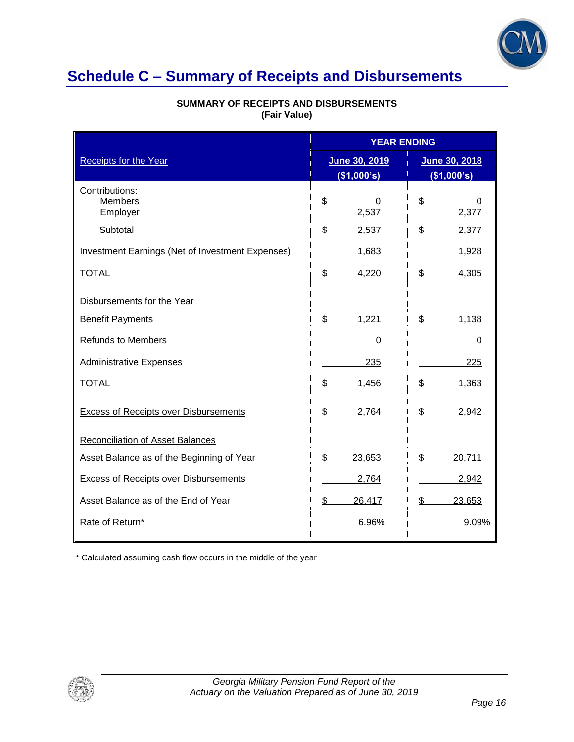# Schedule C – Summary of Receipts and Disbursements

**SUMMARY OF RECEIPTS AND DISBURSEMENTS**
**(Fair Value)**

| | YEAR ENDING | |
|---|---|---|
| Receipts for the Year | June 30, 2019 ($1,000's) | June 30, 2018 ($1,000's) |
| Contributions: | | |
| Members | $ 0 | $ 0 |
| Employer | 2,537 | 2,377 |
| Subtotal | $ 2,537 | $ 2,377 |
| Investment Earnings (Net of Investment Expenses) | 1,683 | 1,928 |
| TOTAL | $ 4,220 | $ 4,305 |
| Disbursements for the Year | | |
| Benefit Payments | $ 1,221 | $ 1,138 |
| Refunds to Members | 0 | 0 |
| Administrative Expenses | 235 | 225 |
| TOTAL | $ 1,456 | $ 1,363 |
| Excess of Receipts over Disbursements | $ 2,764 | $ 2,942 |
| Reconciliation of Asset Balances | | |
| Asset Balance as of the Beginning of Year | $ 23,653 | $ 20,711 |
| Excess of Receipts over Disbursements | 2,764 | 2,942 |
| Asset Balance as of the End of Year | $ 26,417 | $ 23,653 |
| Rate of Return* | 6.96% | 9.09% |

\* Calculated assuming cash flow occurs in the middle of the year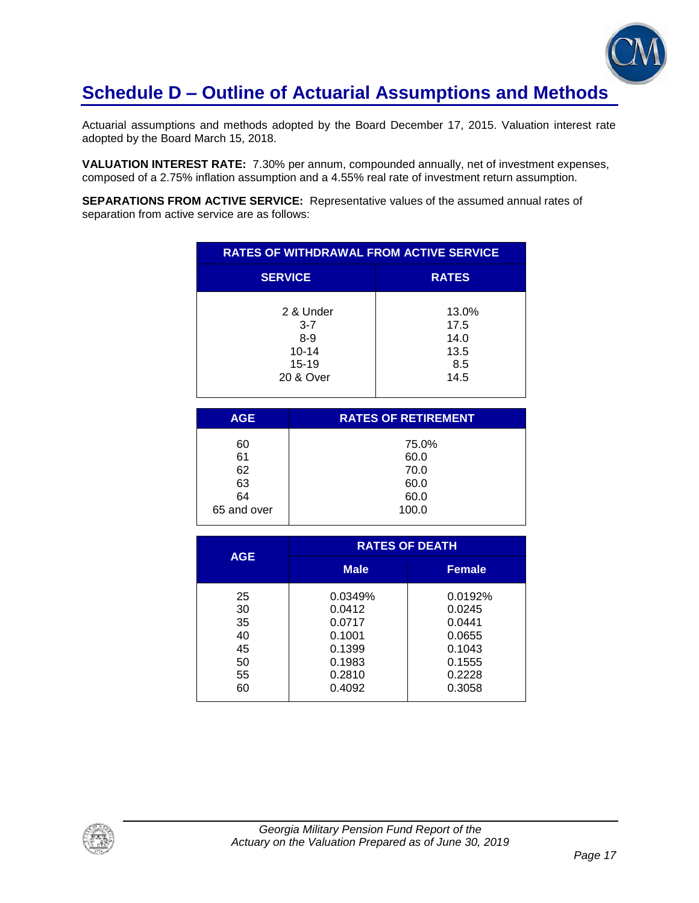# Schedule D – Outline of Actuarial Assumptions and Methods

Actuarial assumptions and methods adopted by the Board December 17, 2015. Valuation interest rate adopted by the Board March 15, 2018.

**VALUATION INTEREST RATE:** 7.30% per annum, compounded annually, net of investment expenses, composed of a 2.75% inflation assumption and a 4.55% real rate of investment return assumption.

**SEPARATIONS FROM ACTIVE SERVICE:** Representative values of the assumed annual rates of separation from active service are as follows:

| RATES OF WITHDRAWAL FROM ACTIVE SERVICE | |
|---|---|
| **SERVICE** | **RATES** |
| 2 & Under | 13.0% |
| 3-7 | 17.5 |
| 8-9 | 14.0 |
| 10-14 | 13.5 |
| 15-19 | 8.5 |
| 20 & Over | 14.5 |

| AGE | RATES OF RETIREMENT |
|---|---|
| 60 | 75.0% |
| 61 | 60.0 |
| 62 | 70.0 |
| 63 | 60.0 |
| 64 | 60.0 |
| 65 and over | 100.0 |

| AGE | RATES OF DEATH | |
|---|---|---|
| | Male | Female |
| 25 | 0.0349% | 0.0192% |
| 30 | 0.0412 | 0.0245 |
| 35 | 0.0717 | 0.0441 |
| 40 | 0.1001 | 0.0655 |
| 45 | 0.1399 | 0.1043 |
| 50 | 0.1983 | 0.1555 |
| 55 | 0.2810 | 0.2228 |
| 60 | 0.4092 | 0.3058 |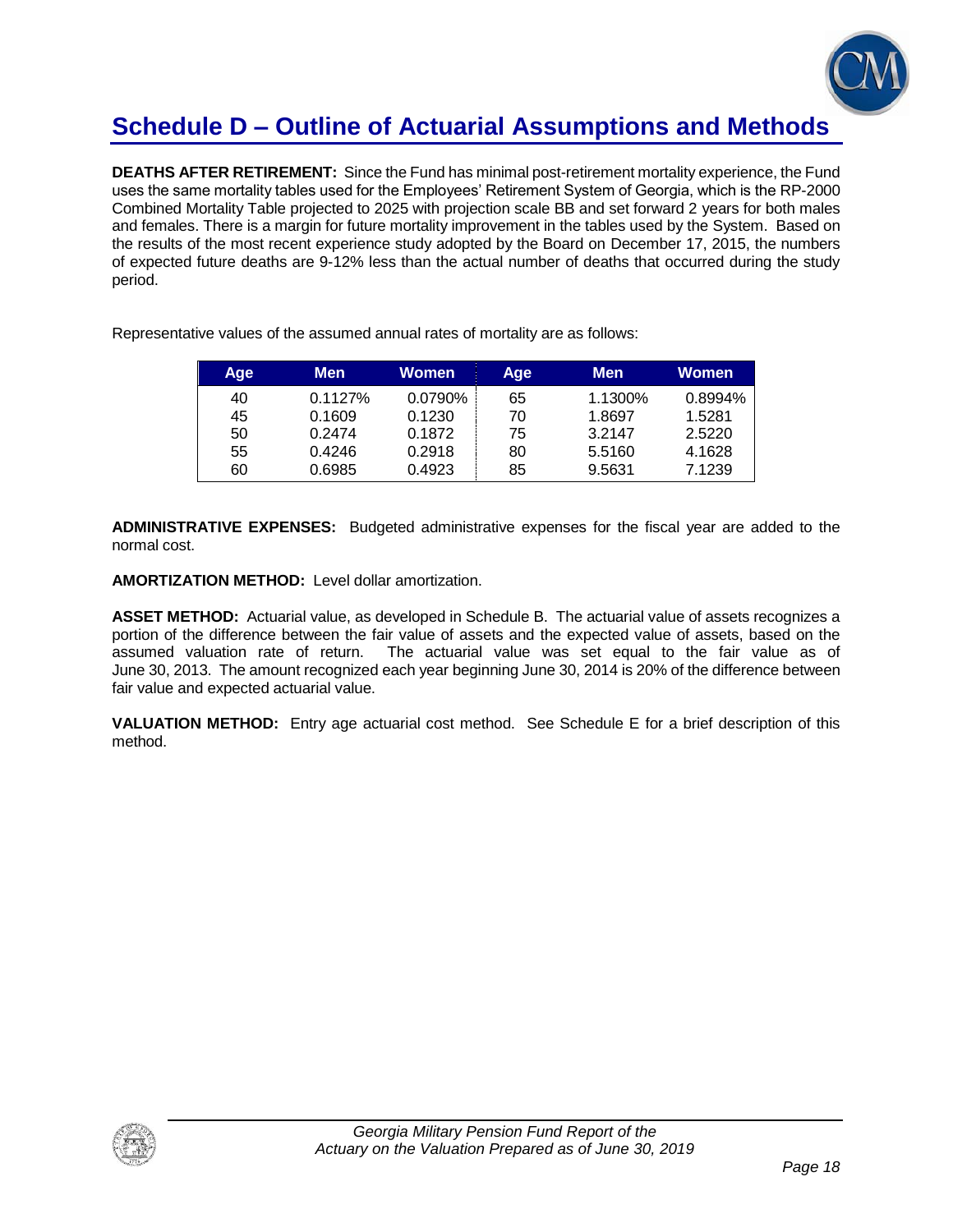# Schedule D – Outline of Actuarial Assumptions and Methods

**DEATHS AFTER RETIREMENT:** Since the Fund has minimal post-retirement mortality experience, the Fund uses the same mortality tables used for the Employees' Retirement System of Georgia, which is the RP-2000 Combined Mortality Table projected to 2025 with projection scale BB and set forward 2 years for both males and females. There is a margin for future mortality improvement in the tables used by the System. Based on the results of the most recent experience study adopted by the Board on December 17, 2015, the numbers of expected future deaths are 9-12% less than the actual number of deaths that occurred during the study period.

Representative values of the assumed annual rates of mortality are as follows:

| Age | Men | Women | Age | Men | Women |
|---|---|---|---|---|---|
| 40 | 0.1127% | 0.0790% | 65 | 1.1300% | 0.8994% |
| 45 | 0.1609 | 0.1230 | 70 | 1.8697 | 1.5281 |
| 50 | 0.2474 | 0.1872 | 75 | 3.2147 | 2.5220 |
| 55 | 0.4246 | 0.2918 | 80 | 5.5160 | 4.1628 |
| 60 | 0.6985 | 0.4923 | 85 | 9.5631 | 7.1239 |

**ADMINISTRATIVE EXPENSES:** Budgeted administrative expenses for the fiscal year are added to the normal cost.

**AMORTIZATION METHOD:** Level dollar amortization.

**ASSET METHOD:** Actuarial value, as developed in Schedule B. The actuarial value of assets recognizes a portion of the difference between the fair value of assets and the expected value of assets, based on the assumed valuation rate of return. The actuarial value was set equal to the fair value as of June 30, 2013. The amount recognized each year beginning June 30, 2014 is 20% of the difference between fair value and expected actuarial value.

**VALUATION METHOD:** Entry age actuarial cost method. See Schedule E for a brief description of this method.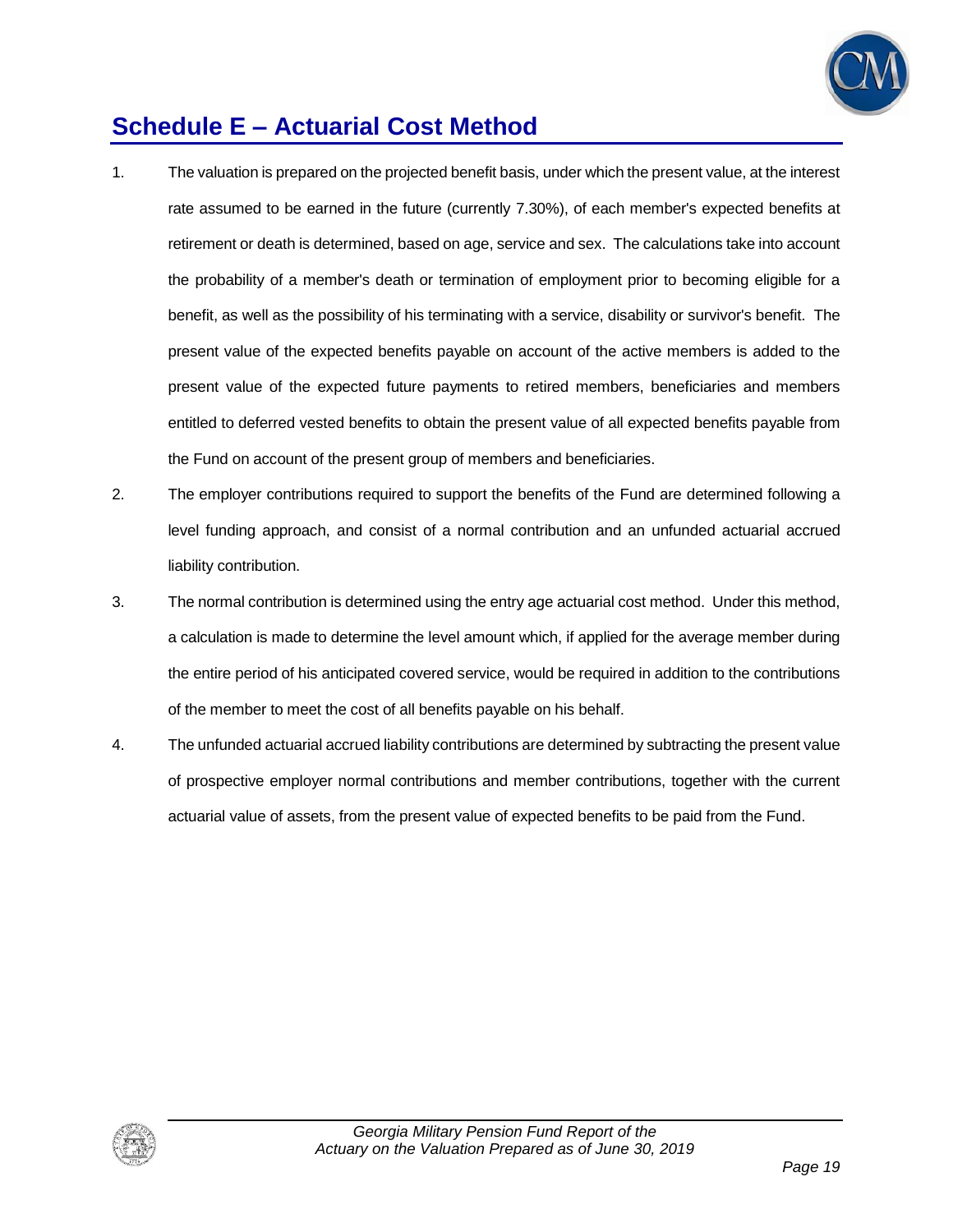# Schedule E – Actuarial Cost Method

1. The valuation is prepared on the projected benefit basis, under which the present value, at the interest rate assumed to be earned in the future (currently 7.30%), of each member's expected benefits at retirement or death is determined, based on age, service and sex. The calculations take into account the probability of a member's death or termination of employment prior to becoming eligible for a benefit, as well as the possibility of his terminating with a service, disability or survivor's benefit. The present value of the expected benefits payable on account of the active members is added to the present value of the expected future payments to retired members, beneficiaries and members entitled to deferred vested benefits to obtain the present value of all expected benefits payable from the Fund on account of the present group of members and beneficiaries.

2. The employer contributions required to support the benefits of the Fund are determined following a level funding approach, and consist of a normal contribution and an unfunded actuarial accrued liability contribution.

3. The normal contribution is determined using the entry age actuarial cost method. Under this method, a calculation is made to determine the level amount which, if applied for the average member during the entire period of his anticipated covered service, would be required in addition to the contributions of the member to meet the cost of all benefits payable on his behalf.

4. The unfunded actuarial accrued liability contributions are determined by subtracting the present value of prospective employer normal contributions and member contributions, together with the current actuarial value of assets, from the present value of expected benefits to be paid from the Fund.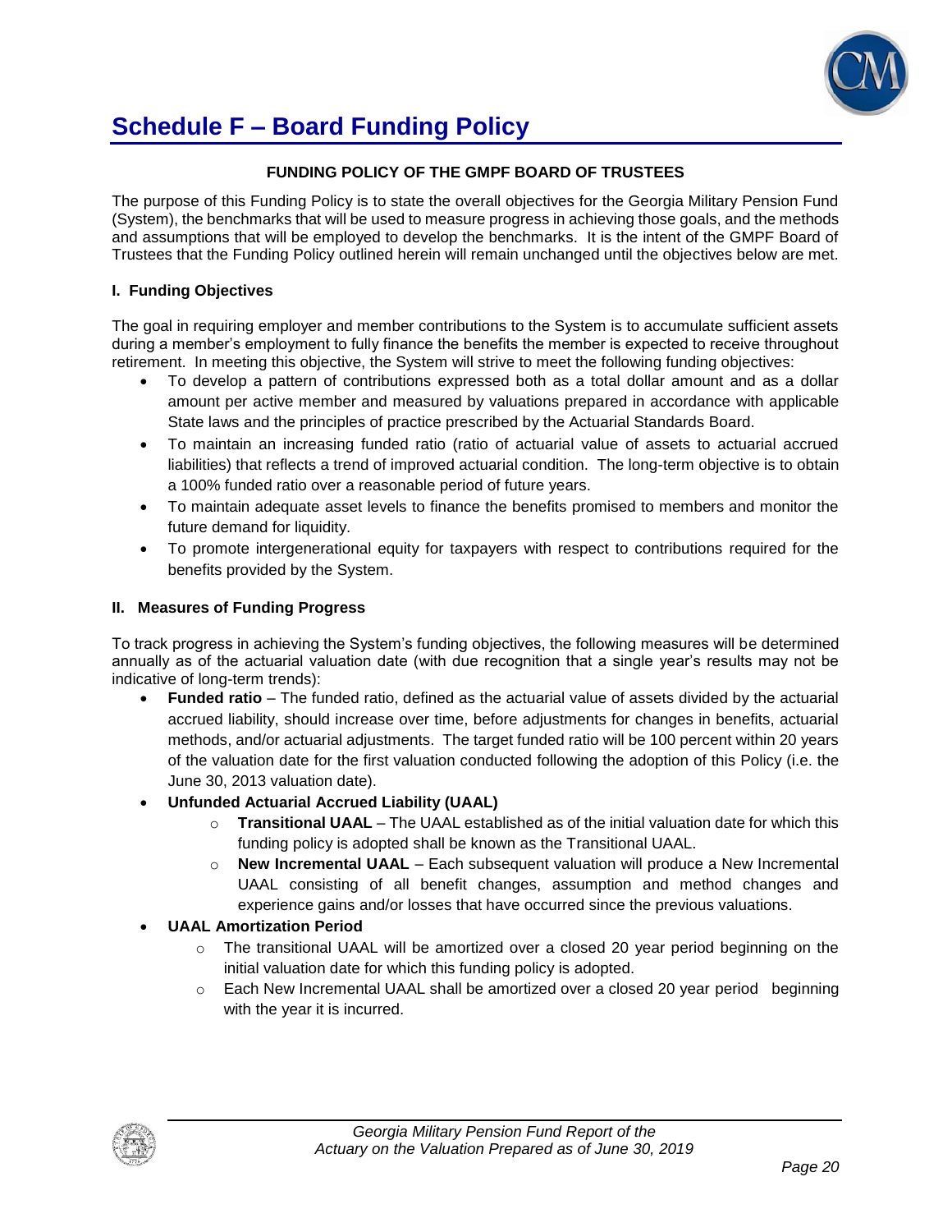# Schedule F – Board Funding Policy

**FUNDING POLICY OF THE GMPF BOARD OF TRUSTEES**

The purpose of this Funding Policy is to state the overall objectives for the Georgia Military Pension Fund (System), the benchmarks that will be used to measure progress in achieving those goals, and the methods and assumptions that will be employed to develop the benchmarks. It is the intent of the GMPF Board of Trustees that the Funding Policy outlined herein will remain unchanged until the objectives below are met.

### I. Funding Objectives

The goal in requiring employer and member contributions to the System is to accumulate sufficient assets during a member's employment to fully finance the benefits the member is expected to receive throughout retirement. In meeting this objective, the System will strive to meet the following funding objectives:

- To develop a pattern of contributions expressed both as a total dollar amount and as a dollar amount per active member and measured by valuations prepared in accordance with applicable State laws and the principles of practice prescribed by the Actuarial Standards Board.
- To maintain an increasing funded ratio (ratio of actuarial value of assets to actuarial accrued liabilities) that reflects a trend of improved actuarial condition. The long-term objective is to obtain a 100% funded ratio over a reasonable period of future years.
- To maintain adequate asset levels to finance the benefits promised to members and monitor the future demand for liquidity.
- To promote intergenerational equity for taxpayers with respect to contributions required for the benefits provided by the System.

### II. Measures of Funding Progress

To track progress in achieving the System's funding objectives, the following measures will be determined annually as of the actuarial valuation date (with due recognition that a single year's results may not be indicative of long-term trends):

- **Funded ratio** – The funded ratio, defined as the actuarial value of assets divided by the actuarial accrued liability, should increase over time, before adjustments for changes in benefits, actuarial methods, and/or actuarial adjustments. The target funded ratio will be 100 percent within 20 years of the valuation date for the first valuation conducted following the adoption of this Policy (i.e. the June 30, 2013 valuation date).
- **Unfunded Actuarial Accrued Liability (UAAL)**
  - **Transitional UAAL** – The UAAL established as of the initial valuation date for which this funding policy is adopted shall be known as the Transitional UAAL.
  - **New Incremental UAAL** – Each subsequent valuation will produce a New Incremental UAAL consisting of all benefit changes, assumption and method changes and experience gains and/or losses that have occurred since the previous valuations.
- **UAAL Amortization Period**
  - The transitional UAAL will be amortized over a closed 20 year period beginning on the initial valuation date for which this funding policy is adopted.
  - Each New Incremental UAAL shall be amortized over a closed 20 year period beginning with the year it is incurred.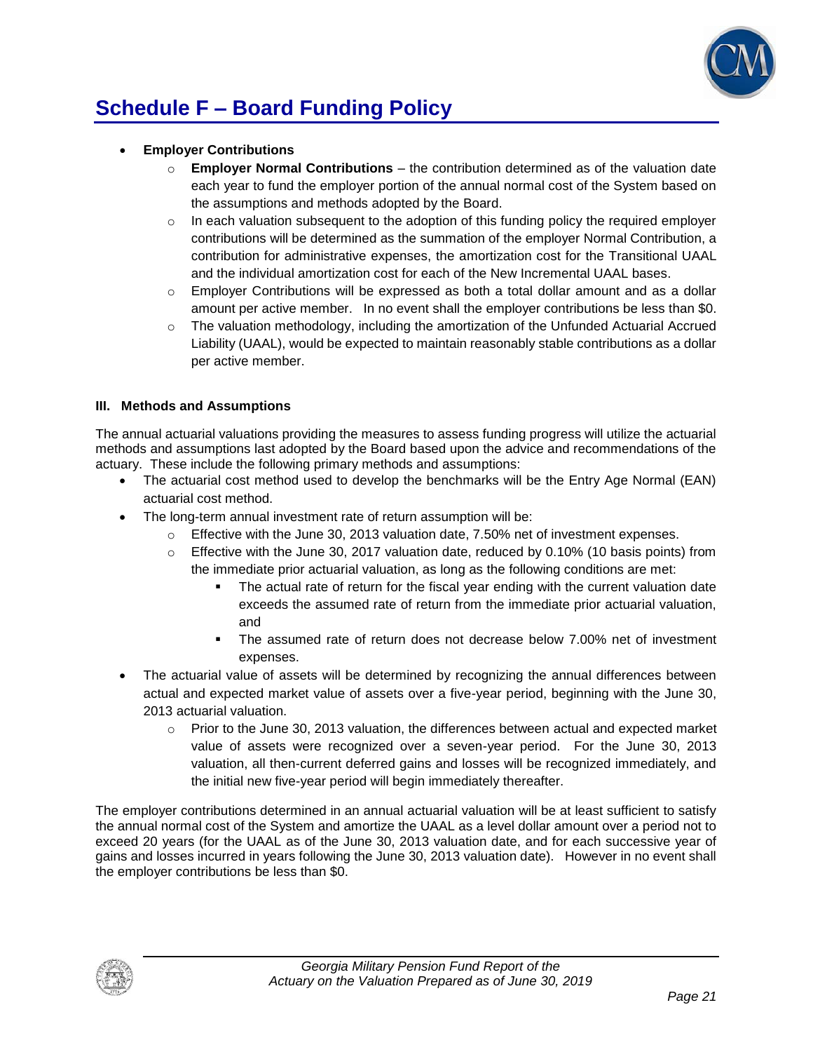# Schedule F – Board Funding Policy

- **Employer Contributions**
  - **Employer Normal Contributions** – the contribution determined as of the valuation date each year to fund the employer portion of the annual normal cost of the System based on the assumptions and methods adopted by the Board.
  - In each valuation subsequent to the adoption of this funding policy the required employer contributions will be determined as the summation of the employer Normal Contribution, a contribution for administrative expenses, the amortization cost for the Transitional UAAL and the individual amortization cost for each of the New Incremental UAAL bases.
  - Employer Contributions will be expressed as both a total dollar amount and as a dollar amount per active member. In no event shall the employer contributions be less than $0.
  - The valuation methodology, including the amortization of the Unfunded Actuarial Accrued Liability (UAAL), would be expected to maintain reasonably stable contributions as a dollar per active member.

### III. Methods and Assumptions

The annual actuarial valuations providing the measures to assess funding progress will utilize the actuarial methods and assumptions last adopted by the Board based upon the advice and recommendations of the actuary. These include the following primary methods and assumptions:

- The actuarial cost method used to develop the benchmarks will be the Entry Age Normal (EAN) actuarial cost method.
- The long-term annual investment rate of return assumption will be:
  - Effective with the June 30, 2013 valuation date, 7.50% net of investment expenses.
  - Effective with the June 30, 2017 valuation date, reduced by 0.10% (10 basis points) from the immediate prior actuarial valuation, as long as the following conditions are met:
    - The actual rate of return for the fiscal year ending with the current valuation date exceeds the assumed rate of return from the immediate prior actuarial valuation, and
    - The assumed rate of return does not decrease below 7.00% net of investment expenses.
- The actuarial value of assets will be determined by recognizing the annual differences between actual and expected market value of assets over a five-year period, beginning with the June 30, 2013 actuarial valuation.
  - Prior to the June 30, 2013 valuation, the differences between actual and expected market value of assets were recognized over a seven-year period. For the June 30, 2013 valuation, all then-current deferred gains and losses will be recognized immediately, and the initial new five-year period will begin immediately thereafter.

The employer contributions determined in an annual actuarial valuation will be at least sufficient to satisfy the annual normal cost of the System and amortize the UAAL as a level dollar amount over a period not to exceed 20 years (for the UAAL as of the June 30, 2013 valuation date, and for each successive year of gains and losses incurred in years following the June 30, 2013 valuation date). However in no event shall the employer contributions be less than $0.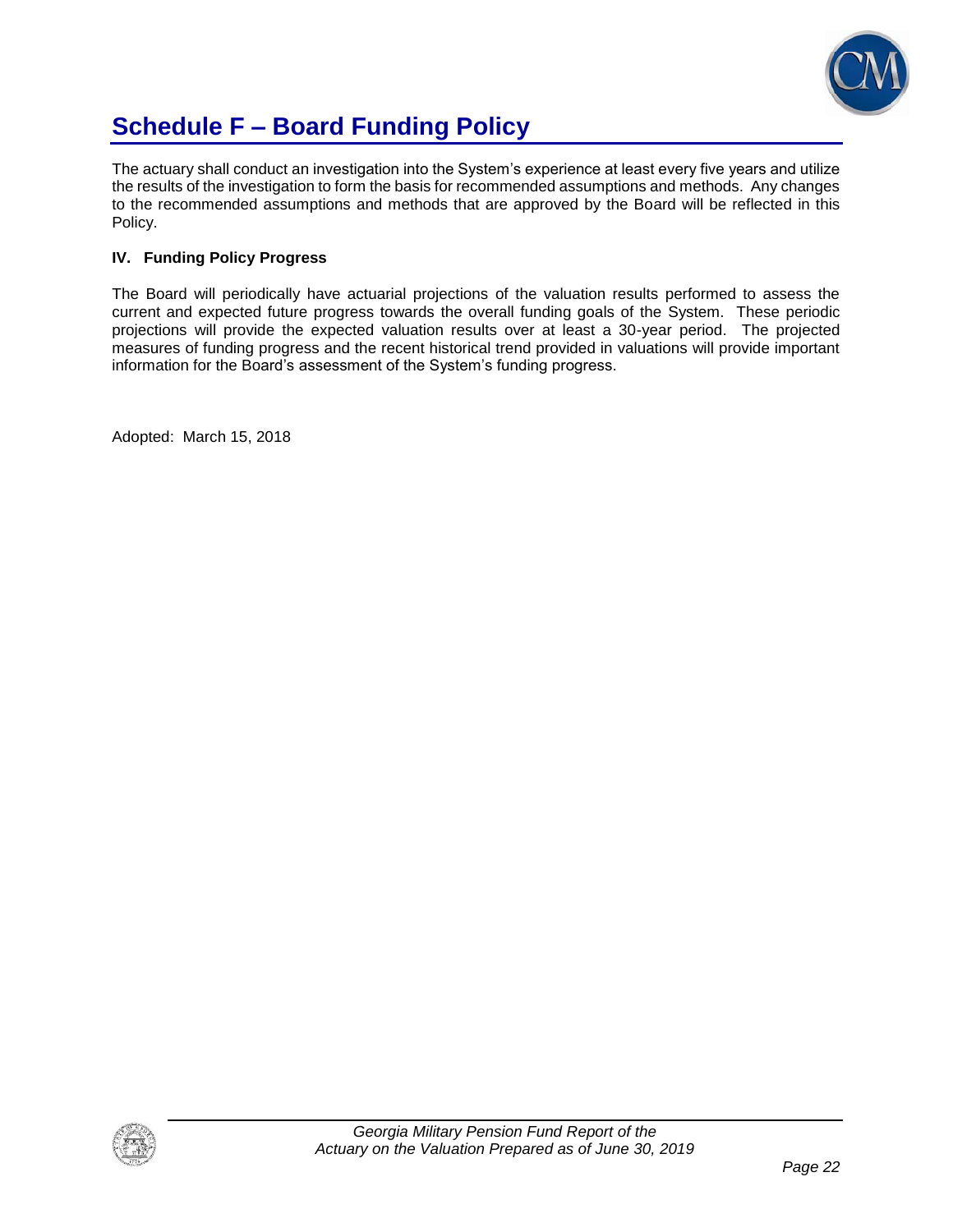# Schedule F – Board Funding Policy

The actuary shall conduct an investigation into the System's experience at least every five years and utilize the results of the investigation to form the basis for recommended assumptions and methods. Any changes to the recommended assumptions and methods that are approved by the Board will be reflected in this Policy.

**IV. Funding Policy Progress**

The Board will periodically have actuarial projections of the valuation results performed to assess the current and expected future progress towards the overall funding goals of the System. These periodic projections will provide the expected valuation results over at least a 30-year period. The projected measures of funding progress and the recent historical trend provided in valuations will provide important information for the Board's assessment of the System's funding progress.

Adopted: March 15, 2018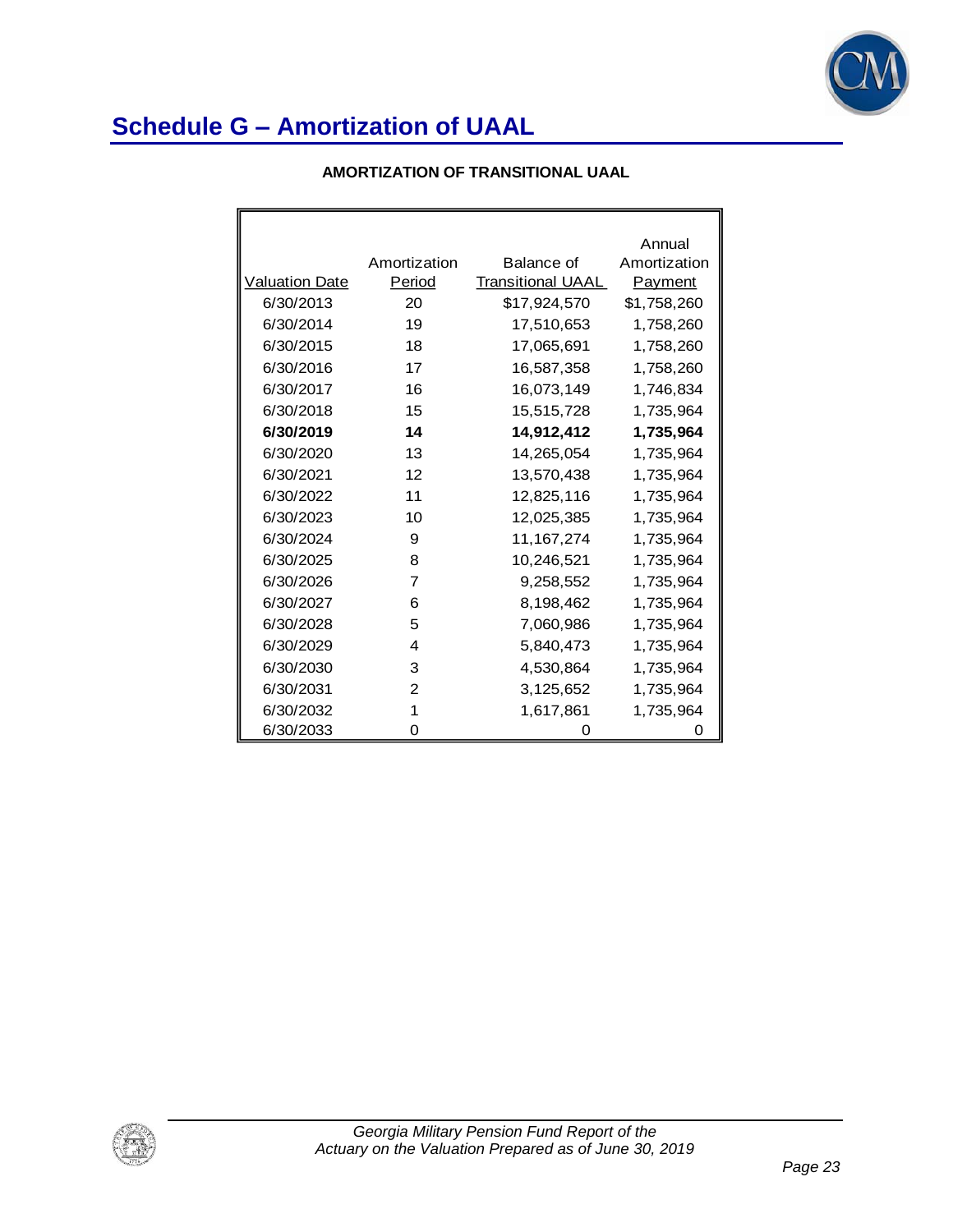## Schedule G – Amortization of UAAL

**AMORTIZATION OF TRANSITIONAL UAAL**

| Valuation Date | Amortization Period | Balance of Transitional UAAL | Annual Amortization Payment |
|---|---|---|---|
| 6/30/2013 | 20 | $17,924,570 | $1,758,260 |
| 6/30/2014 | 19 | 17,510,653 | 1,758,260 |
| 6/30/2015 | 18 | 17,065,691 | 1,758,260 |
| 6/30/2016 | 17 | 16,587,358 | 1,758,260 |
| 6/30/2017 | 16 | 16,073,149 | 1,746,834 |
| 6/30/2018 | 15 | 15,515,728 | 1,735,964 |
| **6/30/2019** | **14** | **14,912,412** | **1,735,964** |
| 6/30/2020 | 13 | 14,265,054 | 1,735,964 |
| 6/30/2021 | 12 | 13,570,438 | 1,735,964 |
| 6/30/2022 | 11 | 12,825,116 | 1,735,964 |
| 6/30/2023 | 10 | 12,025,385 | 1,735,964 |
| 6/30/2024 | 9 | 11,167,274 | 1,735,964 |
| 6/30/2025 | 8 | 10,246,521 | 1,735,964 |
| 6/30/2026 | 7 | 9,258,552 | 1,735,964 |
| 6/30/2027 | 6 | 8,198,462 | 1,735,964 |
| 6/30/2028 | 5 | 7,060,986 | 1,735,964 |
| 6/30/2029 | 4 | 5,840,473 | 1,735,964 |
| 6/30/2030 | 3 | 4,530,864 | 1,735,964 |
| 6/30/2031 | 2 | 3,125,652 | 1,735,964 |
| 6/30/2032 | 1 | 1,617,861 | 1,735,964 |
| 6/30/2033 | 0 | 0 | 0 |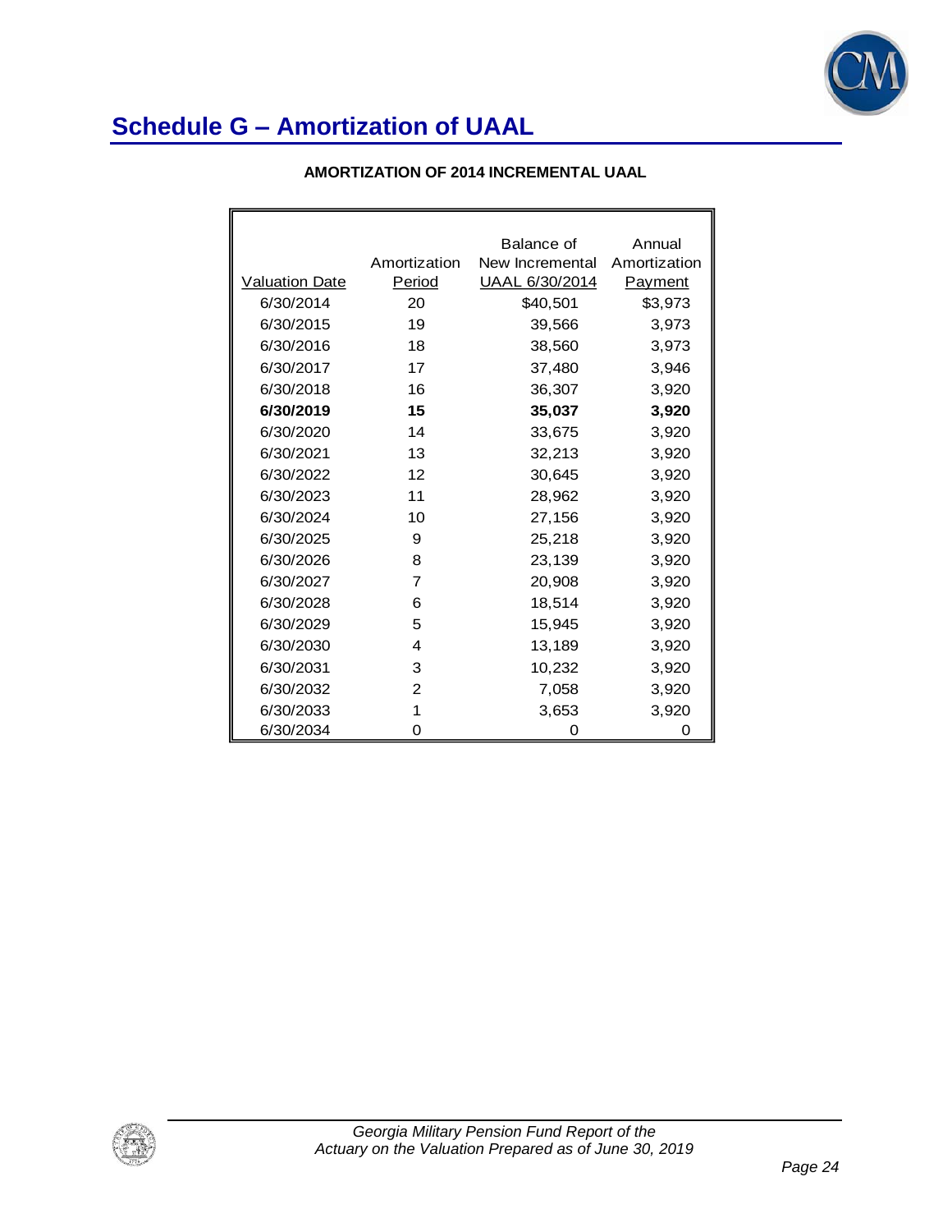# Schedule G – Amortization of UAAL

**AMORTIZATION OF 2014 INCREMENTAL UAAL**

| Valuation Date | Amortization Period | Balance of New Incremental UAAL 6/30/2014 | Annual Amortization Payment |
|---|---|---|---|
| 6/30/2014 | 20 | $40,501 | $3,973 |
| 6/30/2015 | 19 | 39,566 | 3,973 |
| 6/30/2016 | 18 | 38,560 | 3,973 |
| 6/30/2017 | 17 | 37,480 | 3,946 |
| 6/30/2018 | 16 | 36,307 | 3,920 |
| **6/30/2019** | **15** | **35,037** | **3,920** |
| 6/30/2020 | 14 | 33,675 | 3,920 |
| 6/30/2021 | 13 | 32,213 | 3,920 |
| 6/30/2022 | 12 | 30,645 | 3,920 |
| 6/30/2023 | 11 | 28,962 | 3,920 |
| 6/30/2024 | 10 | 27,156 | 3,920 |
| 6/30/2025 | 9 | 25,218 | 3,920 |
| 6/30/2026 | 8 | 23,139 | 3,920 |
| 6/30/2027 | 7 | 20,908 | 3,920 |
| 6/30/2028 | 6 | 18,514 | 3,920 |
| 6/30/2029 | 5 | 15,945 | 3,920 |
| 6/30/2030 | 4 | 13,189 | 3,920 |
| 6/30/2031 | 3 | 10,232 | 3,920 |
| 6/30/2032 | 2 | 7,058 | 3,920 |
| 6/30/2033 | 1 | 3,653 | 3,920 |
| 6/30/2034 | 0 | 0 | 0 |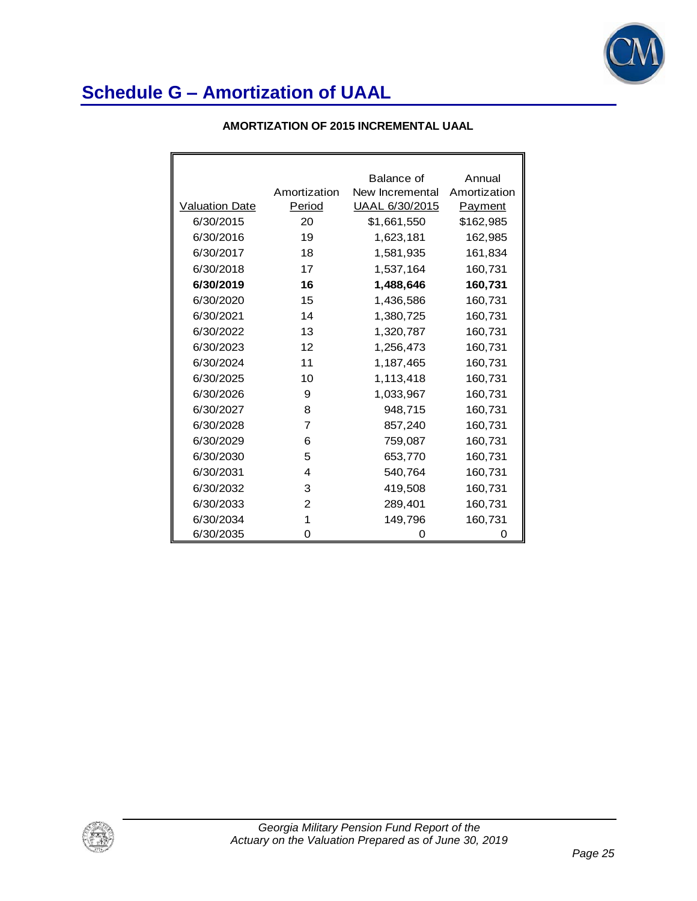# Schedule G – Amortization of UAAL

**AMORTIZATION OF 2015 INCREMENTAL UAAL**

| Valuation Date | Amortization Period | Balance of New Incremental UAAL 6/30/2015 | Annual Amortization Payment |
|---|---|---|---|
| 6/30/2015 | 20 | $1,661,550 | $162,985 |
| 6/30/2016 | 19 | 1,623,181 | 162,985 |
| 6/30/2017 | 18 | 1,581,935 | 161,834 |
| 6/30/2018 | 17 | 1,537,164 | 160,731 |
| **6/30/2019** | **16** | **1,488,646** | **160,731** |
| 6/30/2020 | 15 | 1,436,586 | 160,731 |
| 6/30/2021 | 14 | 1,380,725 | 160,731 |
| 6/30/2022 | 13 | 1,320,787 | 160,731 |
| 6/30/2023 | 12 | 1,256,473 | 160,731 |
| 6/30/2024 | 11 | 1,187,465 | 160,731 |
| 6/30/2025 | 10 | 1,113,418 | 160,731 |
| 6/30/2026 | 9 | 1,033,967 | 160,731 |
| 6/30/2027 | 8 | 948,715 | 160,731 |
| 6/30/2028 | 7 | 857,240 | 160,731 |
| 6/30/2029 | 6 | 759,087 | 160,731 |
| 6/30/2030 | 5 | 653,770 | 160,731 |
| 6/30/2031 | 4 | 540,764 | 160,731 |
| 6/30/2032 | 3 | 419,508 | 160,731 |
| 6/30/2033 | 2 | 289,401 | 160,731 |
| 6/30/2034 | 1 | 149,796 | 160,731 |
| 6/30/2035 | 0 | 0 | 0 |

*Georgia Military Pension Fund Report of the Actuary on the Valuation Prepared as of June 30, 2019*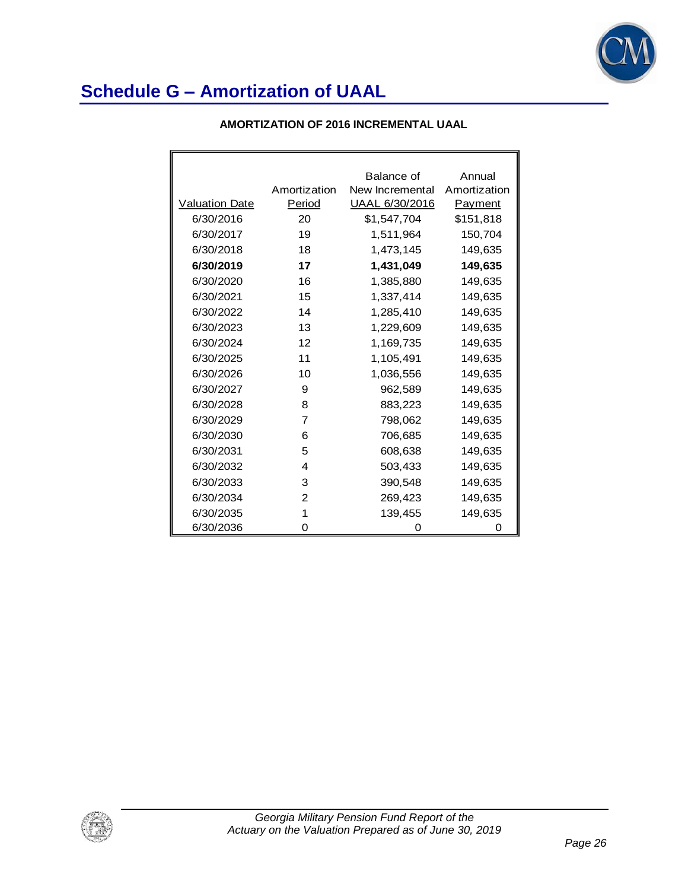# Schedule G – Amortization of UAAL

**AMORTIZATION OF 2016 INCREMENTAL UAAL**

| Valuation Date | Amortization Period | Balance of New Incremental UAAL 6/30/2016 | Annual Amortization Payment |
|---|---|---|---|
| 6/30/2016 | 20 | $1,547,704 | $151,818 |
| 6/30/2017 | 19 | 1,511,964 | 150,704 |
| 6/30/2018 | 18 | 1,473,145 | 149,635 |
| **6/30/2019** | **17** | **1,431,049** | **149,635** |
| 6/30/2020 | 16 | 1,385,880 | 149,635 |
| 6/30/2021 | 15 | 1,337,414 | 149,635 |
| 6/30/2022 | 14 | 1,285,410 | 149,635 |
| 6/30/2023 | 13 | 1,229,609 | 149,635 |
| 6/30/2024 | 12 | 1,169,735 | 149,635 |
| 6/30/2025 | 11 | 1,105,491 | 149,635 |
| 6/30/2026 | 10 | 1,036,556 | 149,635 |
| 6/30/2027 | 9 | 962,589 | 149,635 |
| 6/30/2028 | 8 | 883,223 | 149,635 |
| 6/30/2029 | 7 | 798,062 | 149,635 |
| 6/30/2030 | 6 | 706,685 | 149,635 |
| 6/30/2031 | 5 | 608,638 | 149,635 |
| 6/30/2032 | 4 | 503,433 | 149,635 |
| 6/30/2033 | 3 | 390,548 | 149,635 |
| 6/30/2034 | 2 | 269,423 | 149,635 |
| 6/30/2035 | 1 | 139,455 | 149,635 |
| 6/30/2036 | 0 | 0 | 0 |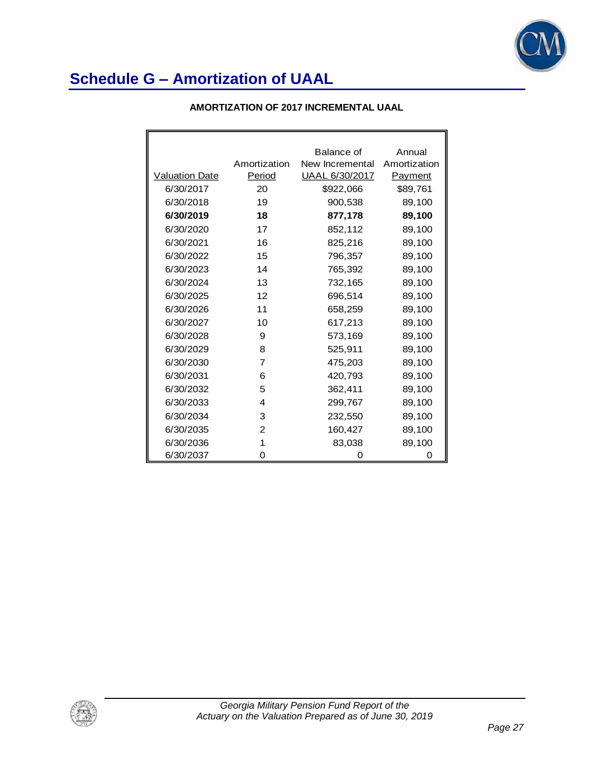# Schedule G – Amortization of UAAL

### AMORTIZATION OF 2017 INCREMENTAL UAAL

| Valuation Date | Amortization Period | Balance of New Incremental UAAL 6/30/2017 | Annual Amortization Payment |
|---|---|---|---|
| 6/30/2017 | 20 | $922,066 | $89,761 |
| 6/30/2018 | 19 | 900,538 | 89,100 |
| **6/30/2019** | **18** | **877,178** | **89,100** |
| 6/30/2020 | 17 | 852,112 | 89,100 |
| 6/30/2021 | 16 | 825,216 | 89,100 |
| 6/30/2022 | 15 | 796,357 | 89,100 |
| 6/30/2023 | 14 | 765,392 | 89,100 |
| 6/30/2024 | 13 | 732,165 | 89,100 |
| 6/30/2025 | 12 | 696,514 | 89,100 |
| 6/30/2026 | 11 | 658,259 | 89,100 |
| 6/30/2027 | 10 | 617,213 | 89,100 |
| 6/30/2028 | 9 | 573,169 | 89,100 |
| 6/30/2029 | 8 | 525,911 | 89,100 |
| 6/30/2030 | 7 | 475,203 | 89,100 |
| 6/30/2031 | 6 | 420,793 | 89,100 |
| 6/30/2032 | 5 | 362,411 | 89,100 |
| 6/30/2033 | 4 | 299,767 | 89,100 |
| 6/30/2034 | 3 | 232,550 | 89,100 |
| 6/30/2035 | 2 | 160,427 | 89,100 |
| 6/30/2036 | 1 | 83,038 | 89,100 |
| 6/30/2037 | 0 | 0 | 0 |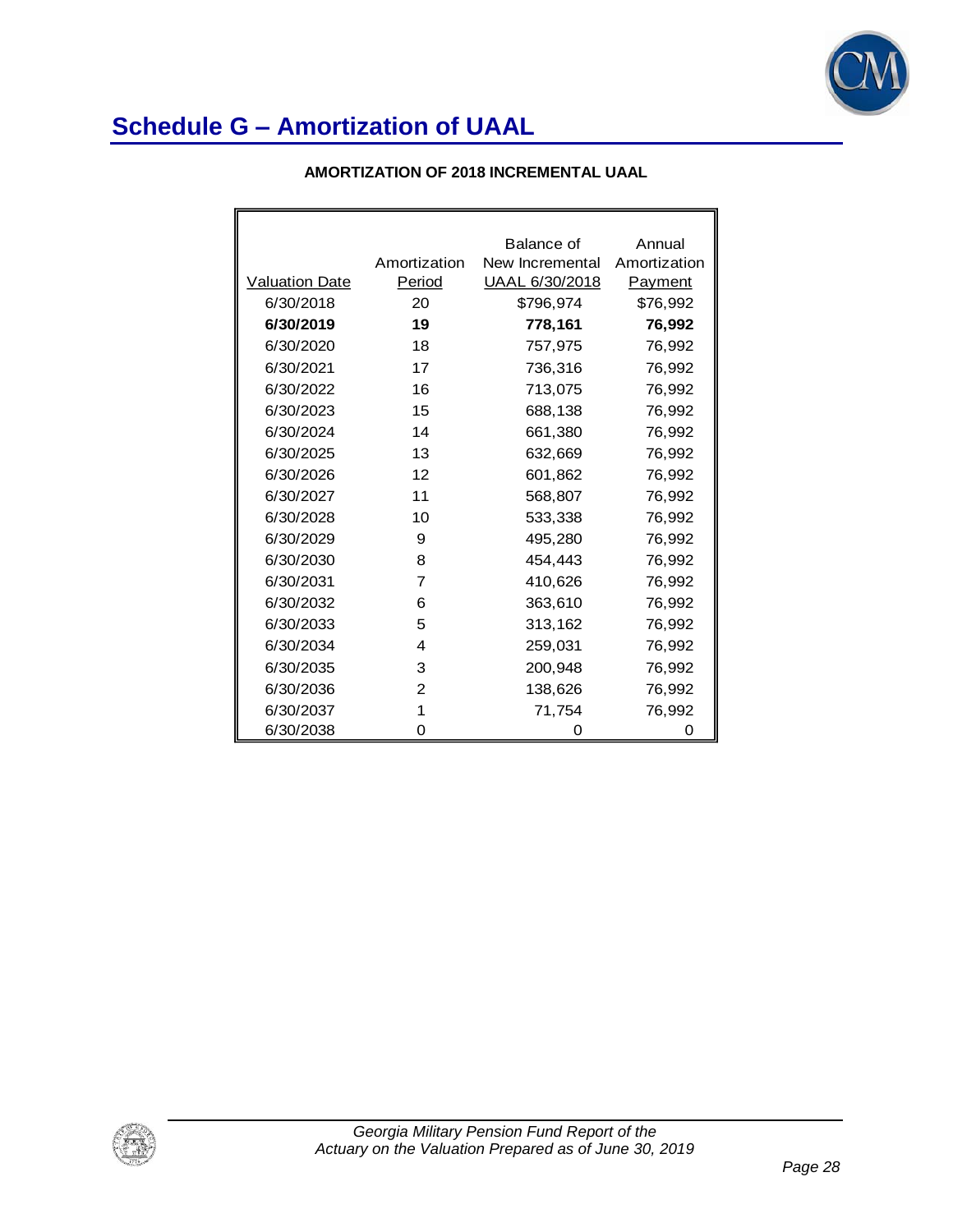# Schedule G – Amortization of UAAL

**AMORTIZATION OF 2018 INCREMENTAL UAAL**

| Valuation Date | Amortization Period | Balance of New Incremental UAAL 6/30/2018 | Annual Amortization Payment |
|---|---|---|---|
| 6/30/2018 | 20 | $796,974 | $76,992 |
| **6/30/2019** | **19** | **778,161** | **76,992** |
| 6/30/2020 | 18 | 757,975 | 76,992 |
| 6/30/2021 | 17 | 736,316 | 76,992 |
| 6/30/2022 | 16 | 713,075 | 76,992 |
| 6/30/2023 | 15 | 688,138 | 76,992 |
| 6/30/2024 | 14 | 661,380 | 76,992 |
| 6/30/2025 | 13 | 632,669 | 76,992 |
| 6/30/2026 | 12 | 601,862 | 76,992 |
| 6/30/2027 | 11 | 568,807 | 76,992 |
| 6/30/2028 | 10 | 533,338 | 76,992 |
| 6/30/2029 | 9 | 495,280 | 76,992 |
| 6/30/2030 | 8 | 454,443 | 76,992 |
| 6/30/2031 | 7 | 410,626 | 76,992 |
| 6/30/2032 | 6 | 363,610 | 76,992 |
| 6/30/2033 | 5 | 313,162 | 76,992 |
| 6/30/2034 | 4 | 259,031 | 76,992 |
| 6/30/2035 | 3 | 200,948 | 76,992 |
| 6/30/2036 | 2 | 138,626 | 76,992 |
| 6/30/2037 | 1 | 71,754 | 76,992 |
| 6/30/2038 | 0 | 0 | 0 |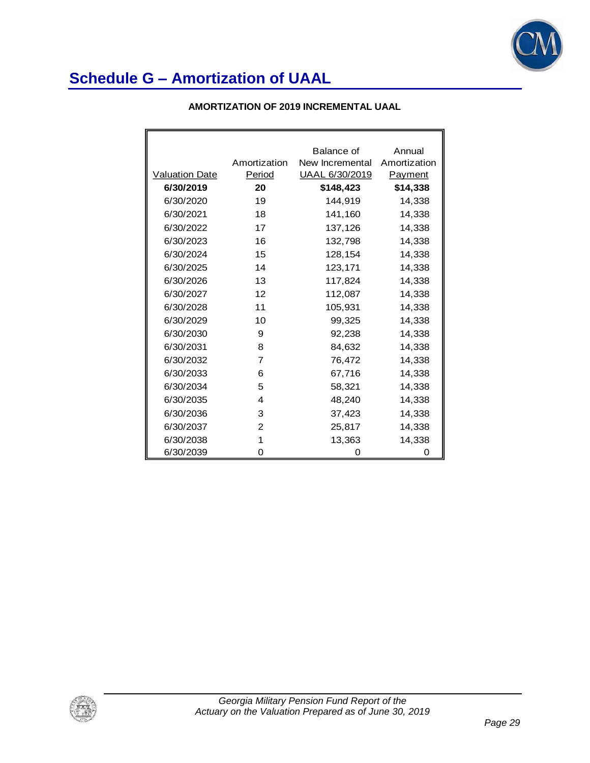# Schedule G – Amortization of UAAL

**AMORTIZATION OF 2019 INCREMENTAL UAAL**

| Valuation Date | Amortization Period | Balance of New Incremental UAAL 6/30/2019 | Annual Amortization Payment |
|---|---|---|---|
| **6/30/2019** | **20** | **$148,423** | **$14,338** |
| 6/30/2020 | 19 | 144,919 | 14,338 |
| 6/30/2021 | 18 | 141,160 | 14,338 |
| 6/30/2022 | 17 | 137,126 | 14,338 |
| 6/30/2023 | 16 | 132,798 | 14,338 |
| 6/30/2024 | 15 | 128,154 | 14,338 |
| 6/30/2025 | 14 | 123,171 | 14,338 |
| 6/30/2026 | 13 | 117,824 | 14,338 |
| 6/30/2027 | 12 | 112,087 | 14,338 |
| 6/30/2028 | 11 | 105,931 | 14,338 |
| 6/30/2029 | 10 | 99,325 | 14,338 |
| 6/30/2030 | 9 | 92,238 | 14,338 |
| 6/30/2031 | 8 | 84,632 | 14,338 |
| 6/30/2032 | 7 | 76,472 | 14,338 |
| 6/30/2033 | 6 | 67,716 | 14,338 |
| 6/30/2034 | 5 | 58,321 | 14,338 |
| 6/30/2035 | 4 | 48,240 | 14,338 |
| 6/30/2036 | 3 | 37,423 | 14,338 |
| 6/30/2037 | 2 | 25,817 | 14,338 |
| 6/30/2038 | 1 | 13,363 | 14,338 |
| 6/30/2039 | 0 | 0 | 0 |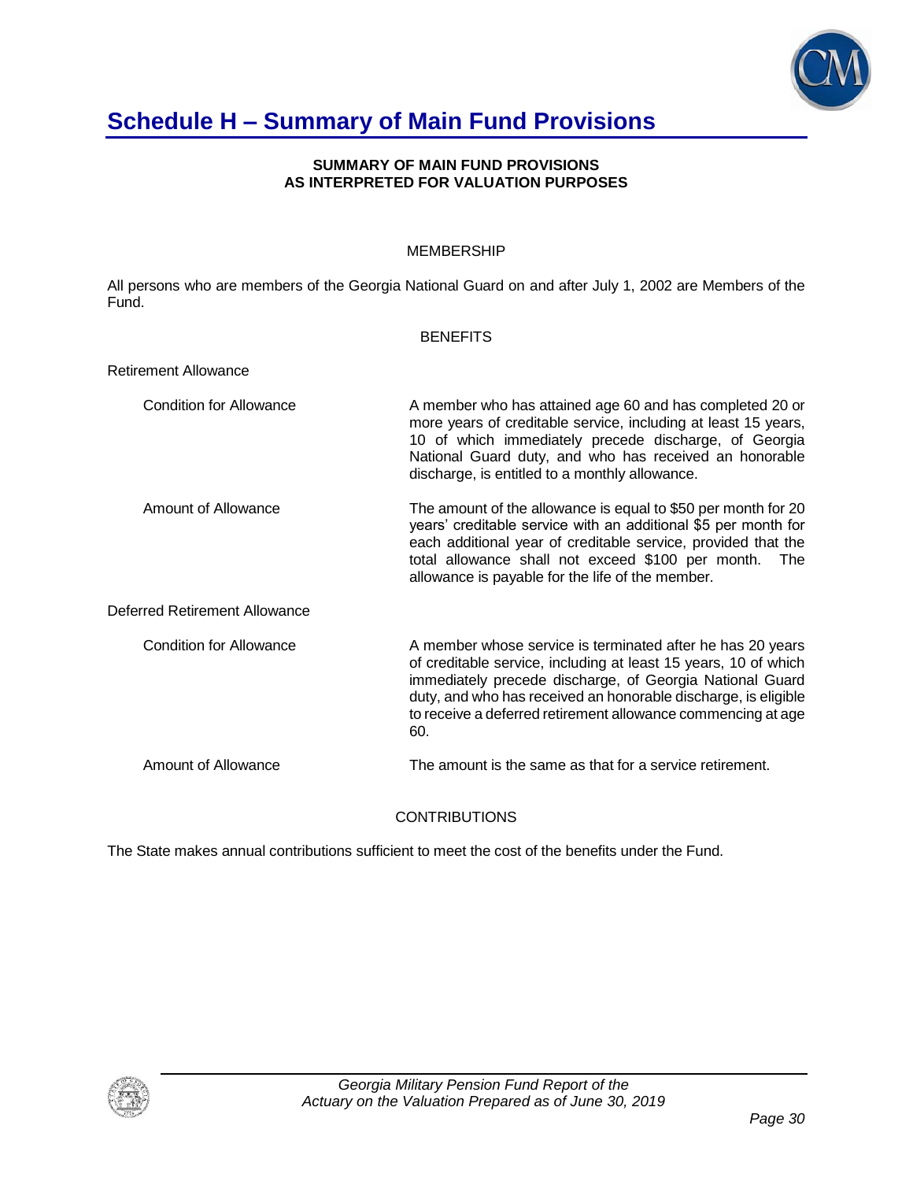# Schedule H – Summary of Main Fund Provisions

**SUMMARY OF MAIN FUND PROVISIONS**
**AS INTERPRETED FOR VALUATION PURPOSES**

MEMBERSHIP

All persons who are members of the Georgia National Guard on and after July 1, 2002 are Members of the Fund.

BENEFITS

Retirement Allowance

| | |
|---|---|
| Condition for Allowance | A member who has attained age 60 and has completed 20 or more years of creditable service, including at least 15 years, 10 of which immediately precede discharge, of Georgia National Guard duty, and who has received an honorable discharge, is entitled to a monthly allowance. |
| Amount of Allowance | The amount of the allowance is equal to $50 per month for 20 years' creditable service with an additional $5 per month for each additional year of creditable service, provided that the total allowance shall not exceed $100 per month. The allowance is payable for the life of the member. |

Deferred Retirement Allowance

| | |
|---|---|
| Condition for Allowance | A member whose service is terminated after he has 20 years of creditable service, including at least 15 years, 10 of which immediately precede discharge, of Georgia National Guard duty, and who has received an honorable discharge, is eligible to receive a deferred retirement allowance commencing at age 60. |
| Amount of Allowance | The amount is the same as that for a service retirement. |

CONTRIBUTIONS

The State makes annual contributions sufficient to meet the cost of the benefits under the Fund.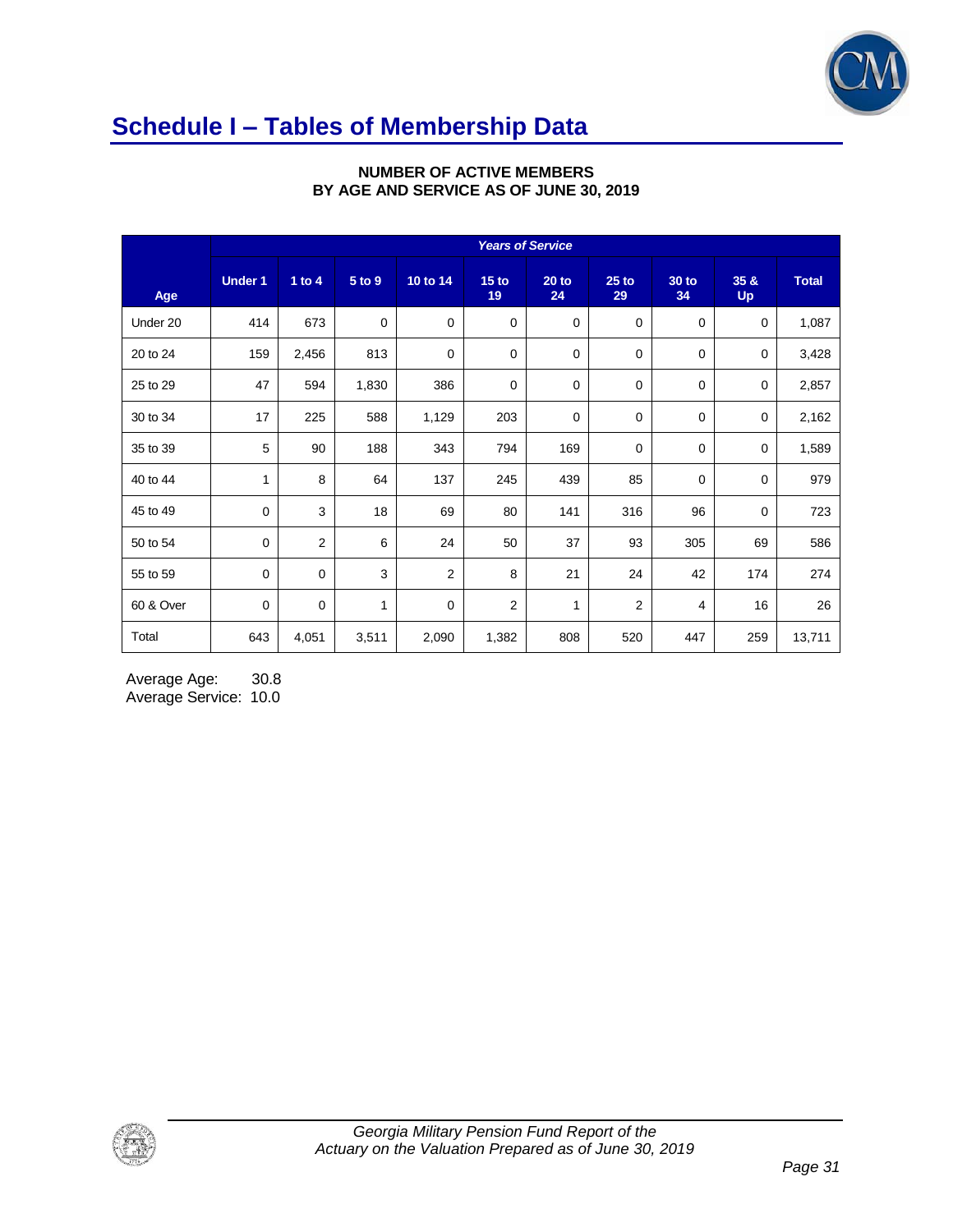# Schedule I – Tables of Membership Data

**NUMBER OF ACTIVE MEMBERS BY AGE AND SERVICE AS OF JUNE 30, 2019**

| Age | *Years of Service* | | | | | | | | | |
|---|---|---|---|---|---|---|---|---|---|---|
| | Under 1 | 1 to 4 | 5 to 9 | 10 to 14 | 15 to 19 | 20 to 24 | 25 to 29 | 30 to 34 | 35 & Up | Total |
| Under 20 | 414 | 673 | 0 | 0 | 0 | 0 | 0 | 0 | 0 | 1,087 |
| 20 to 24 | 159 | 2,456 | 813 | 0 | 0 | 0 | 0 | 0 | 0 | 3,428 |
| 25 to 29 | 47 | 594 | 1,830 | 386 | 0 | 0 | 0 | 0 | 0 | 2,857 |
| 30 to 34 | 17 | 225 | 588 | 1,129 | 203 | 0 | 0 | 0 | 0 | 2,162 |
| 35 to 39 | 5 | 90 | 188 | 343 | 794 | 169 | 0 | 0 | 0 | 1,589 |
| 40 to 44 | 1 | 8 | 64 | 137 | 245 | 439 | 85 | 0 | 0 | 979 |
| 45 to 49 | 0 | 3 | 18 | 69 | 80 | 141 | 316 | 96 | 0 | 723 |
| 50 to 54 | 0 | 2 | 6 | 24 | 50 | 37 | 93 | 305 | 69 | 586 |
| 55 to 59 | 0 | 0 | 3 | 2 | 8 | 21 | 24 | 42 | 174 | 274 |
| 60 & Over | 0 | 0 | 1 | 0 | 2 | 1 | 2 | 4 | 16 | 26 |
| Total | 643 | 4,051 | 3,511 | 2,090 | 1,382 | 808 | 520 | 447 | 259 | 13,711 |

Average Age: 30.8
Average Service: 10.0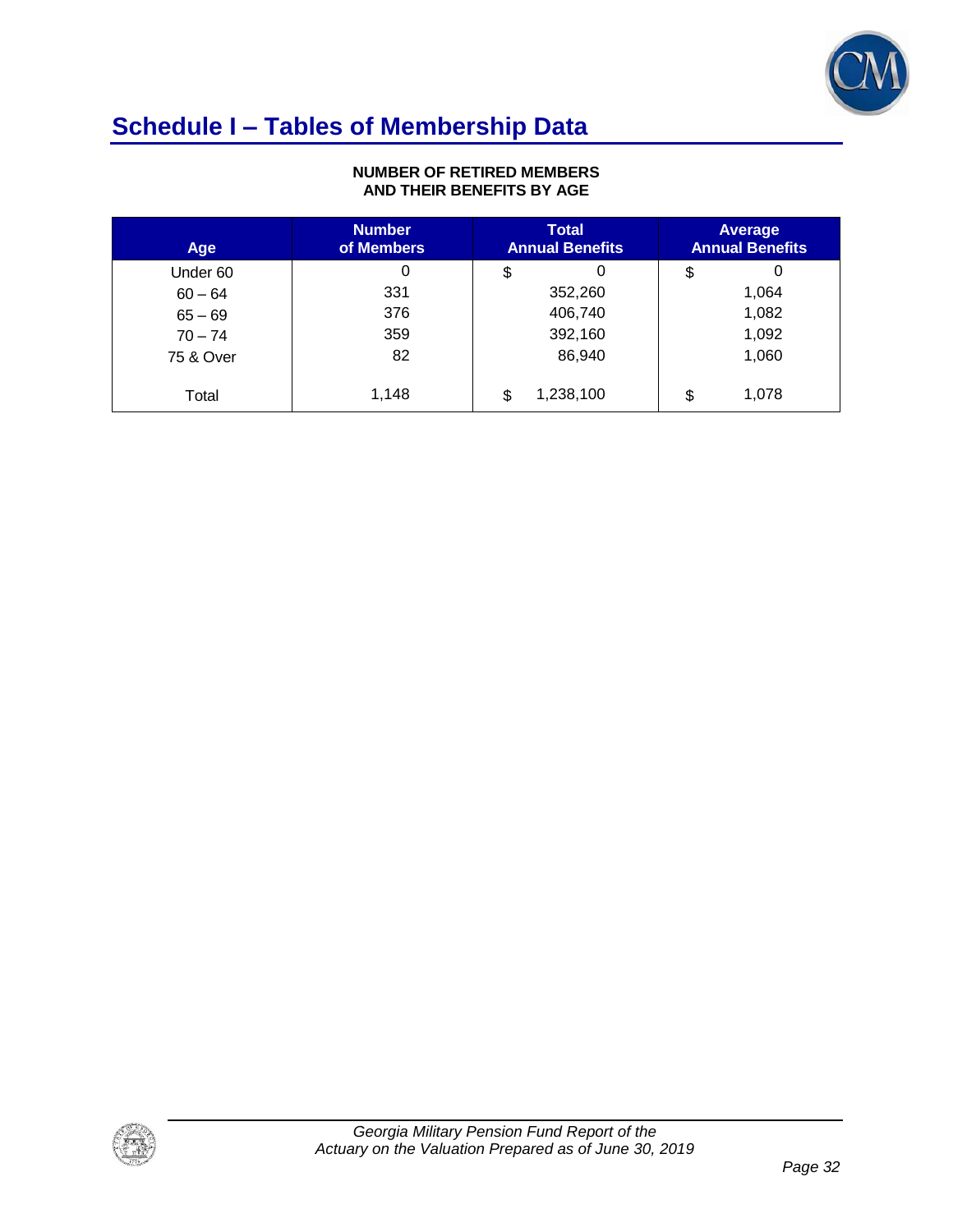# Schedule I – Tables of Membership Data

**NUMBER OF RETIRED MEMBERS AND THEIR BENEFITS BY AGE**

| Age | Number of Members | Total Annual Benefits | Average Annual Benefits |
|---|---|---|---|
| Under 60 | 0 | $ 0 | $ 0 |
| 60 – 64 | 331 | 352,260 | 1,064 |
| 65 – 69 | 376 | 406,740 | 1,082 |
| 70 – 74 | 359 | 392,160 | 1,092 |
| 75 & Over | 82 | 86,940 | 1,060 |
| Total | 1,148 | $ 1,238,100 | $ 1,078 |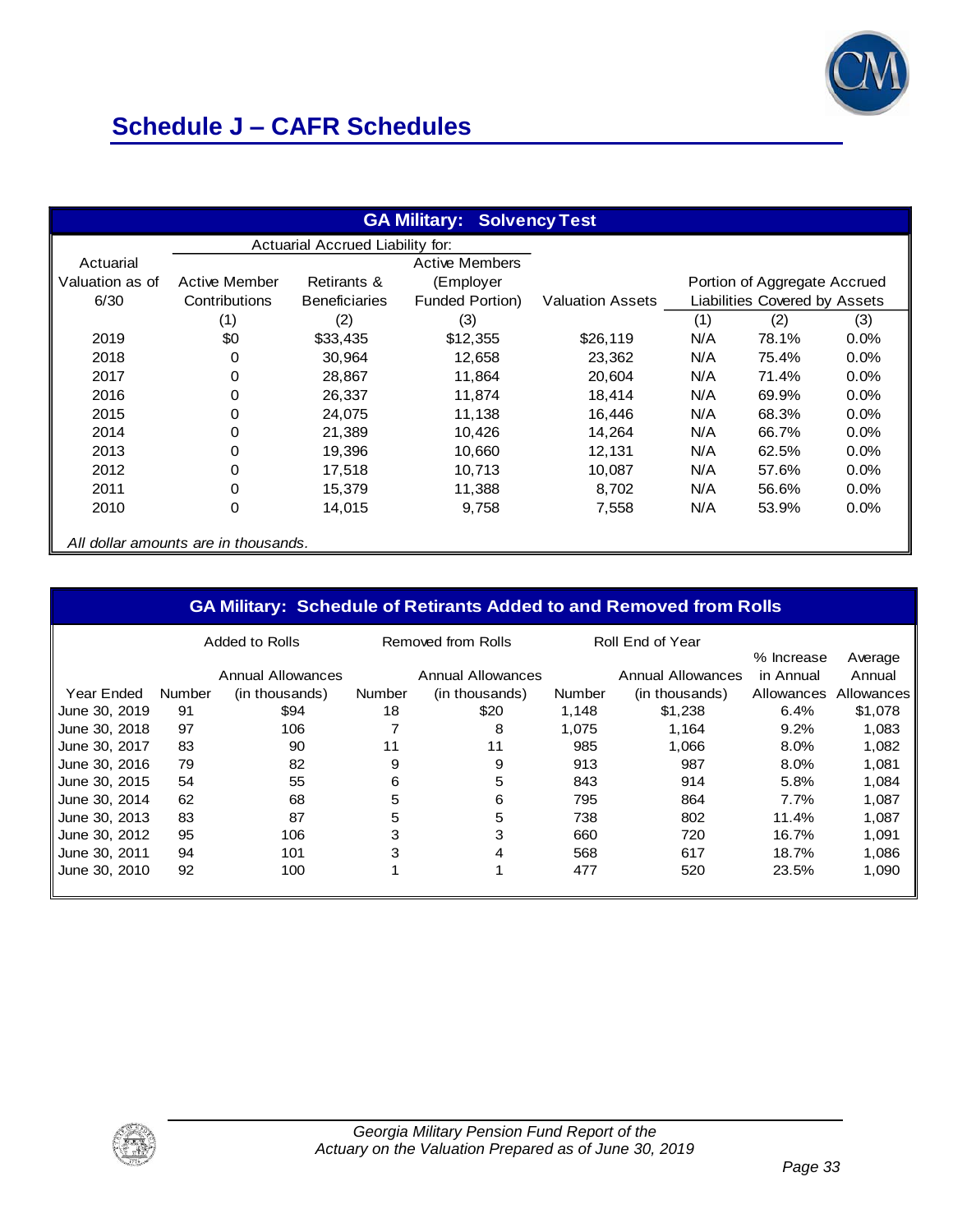## Schedule J – CAFR Schedules

**GA Military: Solvency Test**

| Actuarial Valuation as of 6/30 | Actuarial Accrued Liability for: Active Member Contributions (1) | Retirants & Beneficiaries (2) | Active Members (Employer Funded Portion) (3) | Valuation Assets | Portion of Aggregate Accrued Liabilities Covered by Assets (1) | (2) | (3) |
|---|---|---|---|---|---|---|---|
| 2019 | $0 | $33,435 | $12,355 | $26,119 | N/A | 78.1% | 0.0% |
| 2018 | 0 | 30,964 | 12,658 | 23,362 | N/A | 75.4% | 0.0% |
| 2017 | 0 | 28,867 | 11,864 | 20,604 | N/A | 71.4% | 0.0% |
| 2016 | 0 | 26,337 | 11,874 | 18,414 | N/A | 69.9% | 0.0% |
| 2015 | 0 | 24,075 | 11,138 | 16,446 | N/A | 68.3% | 0.0% |
| 2014 | 0 | 21,389 | 10,426 | 14,264 | N/A | 66.7% | 0.0% |
| 2013 | 0 | 19,396 | 10,660 | 12,131 | N/A | 62.5% | 0.0% |
| 2012 | 0 | 17,518 | 10,713 | 10,087 | N/A | 57.6% | 0.0% |
| 2011 | 0 | 15,379 | 11,388 | 8,702 | N/A | 56.6% | 0.0% |
| 2010 | 0 | 14,015 | 9,758 | 7,558 | N/A | 53.9% | 0.0% |

*All dollar amounts are in thousands.*

**GA Military: Schedule of Retirants Added to and Removed from Rolls**

| | Added to Rolls | | Removed from Rolls | | Roll End of Year | | | |
|---|---|---|---|---|---|---|---|---|
| Year Ended | Number | Annual Allowances (in thousands) | Number | Annual Allowances (in thousands) | Number | Annual Allowances (in thousands) | % Increase in Annual Allowances | Average Annual Allowances |
| June 30, 2019 | 91 | $94 | 18 | $20 | 1,148 | $1,238 | 6.4% | $1,078 |
| June 30, 2018 | 97 | 106 | 7 | 8 | 1,075 | 1,164 | 9.2% | 1,083 |
| June 30, 2017 | 83 | 90 | 11 | 11 | 985 | 1,066 | 8.0% | 1,082 |
| June 30, 2016 | 79 | 82 | 9 | 9 | 913 | 987 | 8.0% | 1,081 |
| June 30, 2015 | 54 | 55 | 6 | 5 | 843 | 914 | 5.8% | 1,084 |
| June 30, 2014 | 62 | 68 | 5 | 6 | 795 | 864 | 7.7% | 1,087 |
| June 30, 2013 | 83 | 87 | 5 | 5 | 738 | 802 | 11.4% | 1,087 |
| June 30, 2012 | 95 | 106 | 3 | 3 | 660 | 720 | 16.7% | 1,091 |
| June 30, 2011 | 94 | 101 | 3 | 4 | 568 | 617 | 18.7% | 1,086 |
| June 30, 2010 | 92 | 100 | 1 | 1 | 477 | 520 | 23.5% | 1,090 |